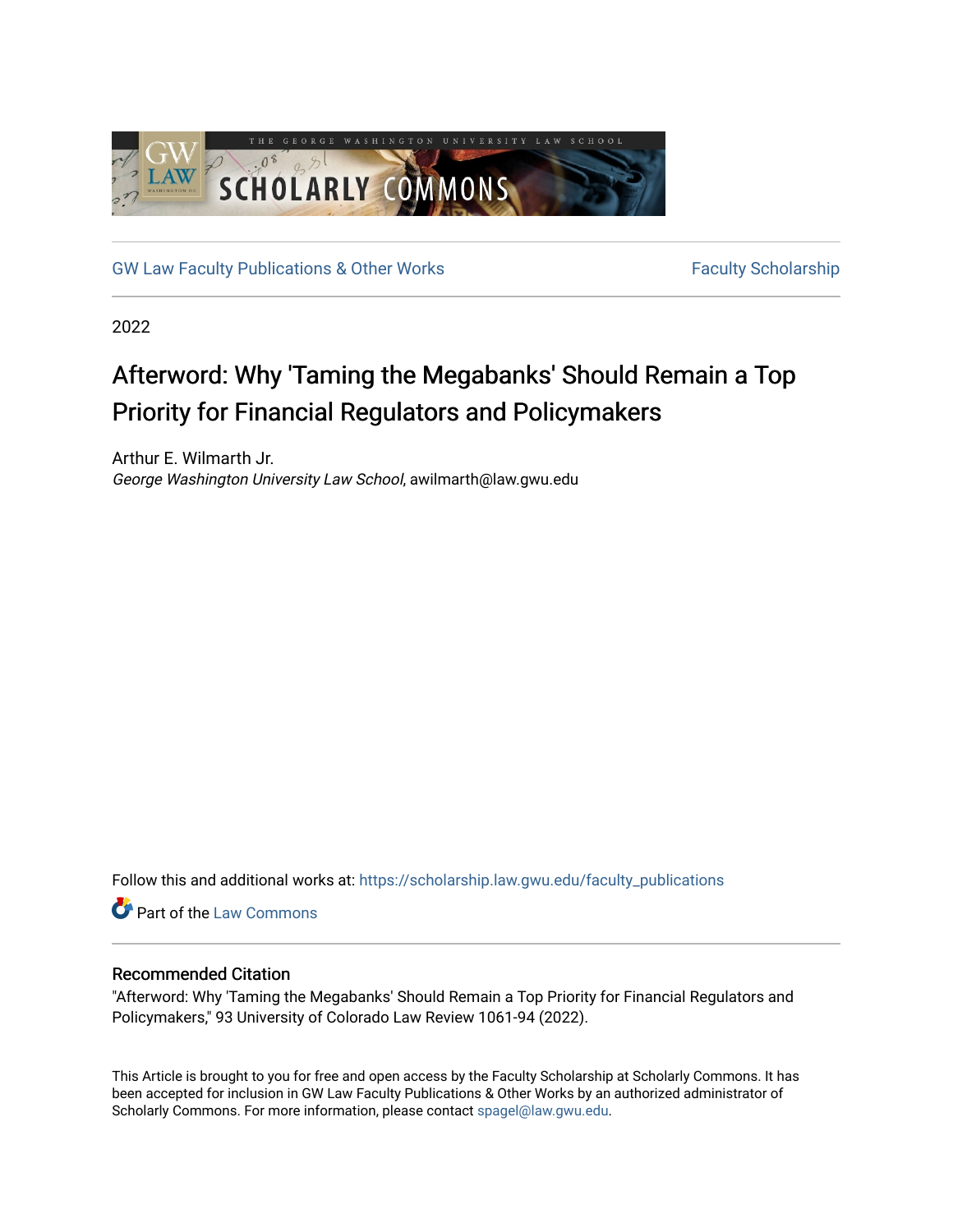GW Law Faculty Publications & Other Works | Faculty Scholarship

2022

# Afterword: Why 'Taming the Megabanks' Should Remain a Top Priority for Financial Regulators and Policymakers

Arthur E. Wilmarth Jr.
*George Washington University Law School*, awilmarth@law.gwu.edu

Follow this and additional works at: https://scholarship.law.gwu.edu/faculty_publications

Part of the Law Commons

## Recommended Citation

"Afterword: Why 'Taming the Megabanks' Should Remain a Top Priority for Financial Regulators and Policymakers," 93 University of Colorado Law Review 1061-94 (2022).

This Article is brought to you for free and open access by the Faculty Scholarship at Scholarly Commons. It has been accepted for inclusion in GW Law Faculty Publications & Other Works by an authorized administrator of Scholarly Commons. For more information, please contact spagel@law.gwu.edu.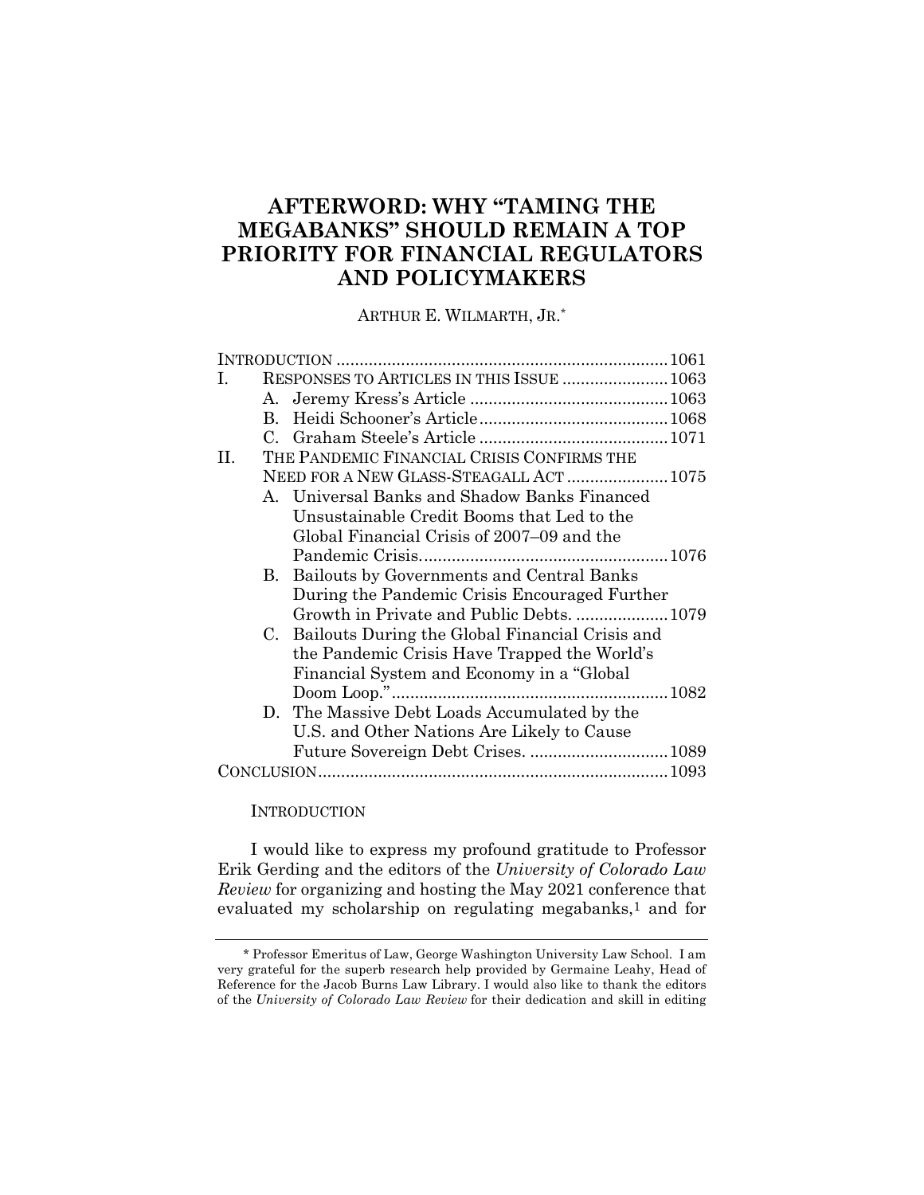# AFTERWORD: WHY "TAMING THE MEGABANKS" SHOULD REMAIN A TOP PRIORITY FOR FINANCIAL REGULATORS AND POLICYMAKERS

ARTHUR E. WILMARTH, JR.*

INTRODUCTION .......................................................................1061

I. RESPONSES TO ARTICLES IN THIS ISSUE .......................1063

  A. Jeremy Kress's Article ...........................................1063

  B. Heidi Schooner's Article.........................................1068

  C. Graham Steele's Article .........................................1071

II. THE PANDEMIC FINANCIAL CRISIS CONFIRMS THE NEED FOR A NEW GLASS-STEAGALL ACT ......................1075

  A. Universal Banks and Shadow Banks Financed Unsustainable Credit Booms that Led to the Global Financial Crisis of 2007–09 and the Pandemic Crisis......................................................1076

  B. Bailouts by Governments and Central Banks During the Pandemic Crisis Encouraged Further Growth in Private and Public Debts. ....................1079

  C. Bailouts During the Global Financial Crisis and the Pandemic Crisis Have Trapped the World's Financial System and Economy in a "Global Doom Loop."............................................................1082

  D. The Massive Debt Loads Accumulated by the U.S. and Other Nations Are Likely to Cause Future Sovereign Debt Crises. ..............................1089

CONCLUSION...........................................................................1093

## INTRODUCTION

I would like to express my profound gratitude to Professor Erik Gerding and the editors of the *University of Colorado Law Review* for organizing and hosting the May 2021 conference that evaluated my scholarship on regulating megabanks,[1] and for

---

\* Professor Emeritus of Law, George Washington University Law School. I am very grateful for the superb research help provided by Germaine Leahy, Head of Reference for the Jacob Burns Law Library. I would also like to thank the editors of the *University of Colorado Law Review* for their dedication and skill in editing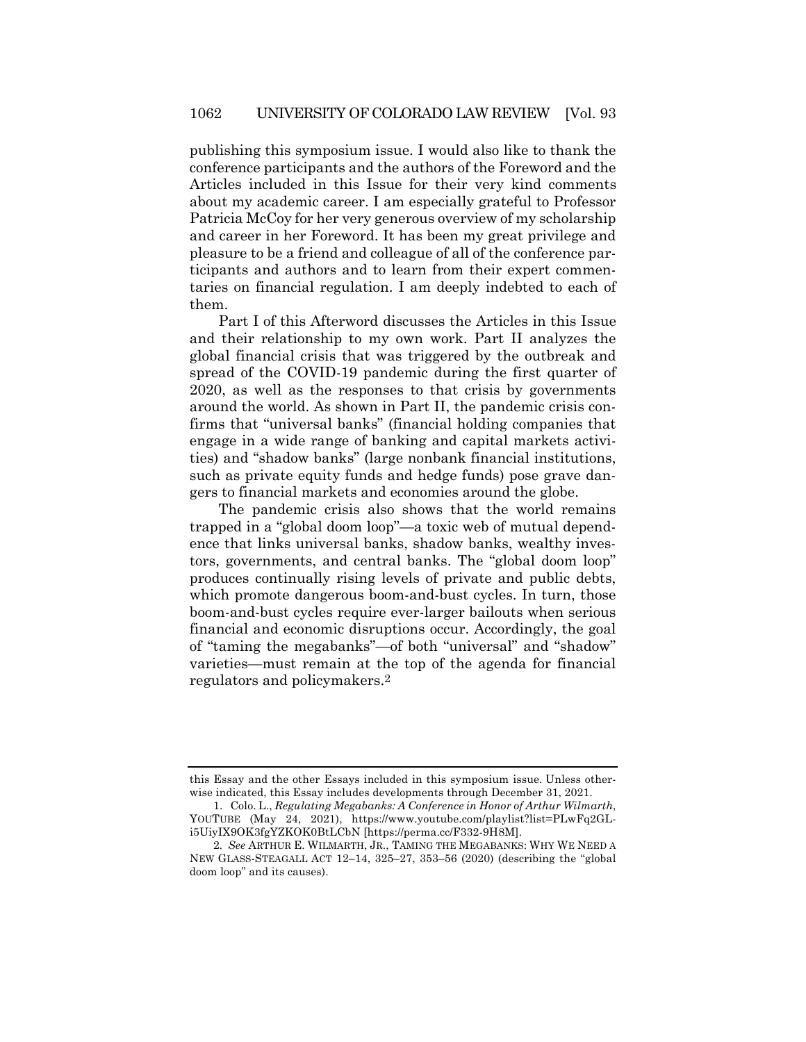publishing this symposium issue. I would also like to thank the conference participants and the authors of the Foreword and the Articles included in this Issue for their very kind comments about my academic career. I am especially grateful to Professor Patricia McCoy for her very generous overview of my scholarship and career in her Foreword. It has been my great privilege and pleasure to be a friend and colleague of all of the conference participants and authors and to learn from their expert commentaries on financial regulation. I am deeply indebted to each of them.

Part I of this Afterword discusses the Articles in this Issue and their relationship to my own work. Part II analyzes the global financial crisis that was triggered by the outbreak and spread of the COVID-19 pandemic during the first quarter of 2020, as well as the responses to that crisis by governments around the world. As shown in Part II, the pandemic crisis confirms that "universal banks" (financial holding companies that engage in a wide range of banking and capital markets activities) and "shadow banks" (large nonbank financial institutions, such as private equity funds and hedge funds) pose grave dangers to financial markets and economies around the globe.

The pandemic crisis also shows that the world remains trapped in a "global doom loop"—a toxic web of mutual dependence that links universal banks, shadow banks, wealthy investors, governments, and central banks. The "global doom loop" produces continually rising levels of private and public debts, which promote dangerous boom-and-bust cycles. In turn, those boom-and-bust cycles require ever-larger bailouts when serious financial and economic disruptions occur. Accordingly, the goal of "taming the megabanks"—of both "universal" and "shadow" varieties—must remain at the top of the agenda for financial regulators and policymakers.[2]

---

this Essay and the other Essays included in this symposium issue. Unless otherwise indicated, this Essay includes developments through December 31, 2021.

1. Colo. L., *Regulating Megabanks: A Conference in Honor of Arthur Wilmarth*, YOUTUBE (May 24, 2021), https://www.youtube.com/playlist?list=PLwFq2GL-i5UiyIX9OK3fgYZKOK0BtLCbN [https://perma.cc/F332-9H8M].

2. *See* ARTHUR E. WILMARTH, JR., TAMING THE MEGABANKS: WHY WE NEED A NEW GLASS-STEAGALL ACT 12–14, 325–27, 353–56 (2020) (describing the "global doom loop" and its causes).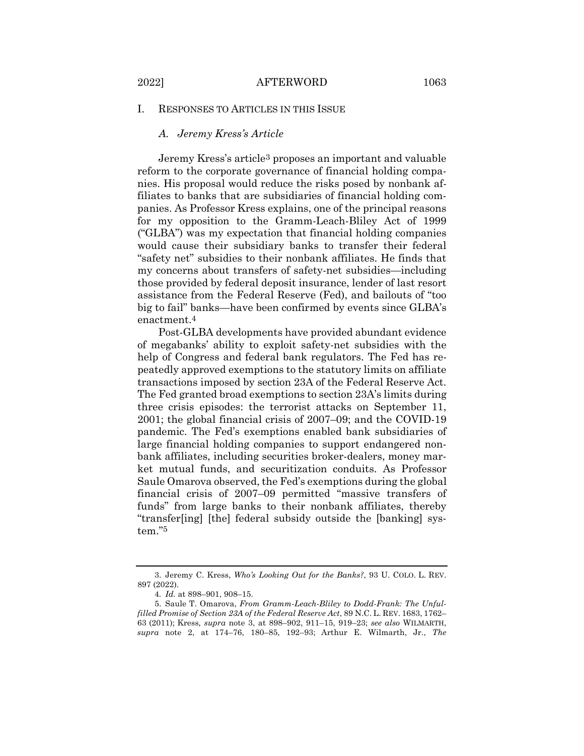## I. RESPONSES TO ARTICLES IN THIS ISSUE

### *A. Jeremy Kress's Article*

Jeremy Kress's article[3] proposes an important and valuable reform to the corporate governance of financial holding companies. His proposal would reduce the risks posed by nonbank affiliates to banks that are subsidiaries of financial holding companies. As Professor Kress explains, one of the principal reasons for my opposition to the Gramm-Leach-Bliley Act of 1999 ("GLBA") was my expectation that financial holding companies would cause their subsidiary banks to transfer their federal "safety net" subsidies to their nonbank affiliates. He finds that my concerns about transfers of safety-net subsidies—including those provided by federal deposit insurance, lender of last resort assistance from the Federal Reserve (Fed), and bailouts of "too big to fail" banks—have been confirmed by events since GLBA's enactment.[4]

Post-GLBA developments have provided abundant evidence of megabanks' ability to exploit safety-net subsidies with the help of Congress and federal bank regulators. The Fed has repeatedly approved exemptions to the statutory limits on affiliate transactions imposed by section 23A of the Federal Reserve Act. The Fed granted broad exemptions to section 23A's limits during three crisis episodes: the terrorist attacks on September 11, 2001; the global financial crisis of 2007–09; and the COVID-19 pandemic. The Fed's exemptions enabled bank subsidiaries of large financial holding companies to support endangered nonbank affiliates, including securities broker-dealers, money market mutual funds, and securitization conduits. As Professor Saule Omarova observed, the Fed's exemptions during the global financial crisis of 2007–09 permitted "massive transfers of funds" from large banks to their nonbank affiliates, thereby "transfer[ing] [the] federal subsidy outside the [banking] system."[5]

---

3. Jeremy C. Kress, *Who's Looking Out for the Banks?*, 93 U. COLO. L. REV. 897 (2022).

4. *Id.* at 898–901, 908–15.

5. Saule T. Omarova, *From Gramm-Leach-Bliley to Dodd-Frank: The Unfulfilled Promise of Section 23A of the Federal Reserve Act*, 89 N.C. L. REV. 1683, 1762–63 (2011); Kress, *supra* note 3, at 898–902, 911–15, 919–23; *see also* WILMARTH, *supra* note 2, at 174–76, 180–85, 192–93; Arthur E. Wilmarth, Jr., *The*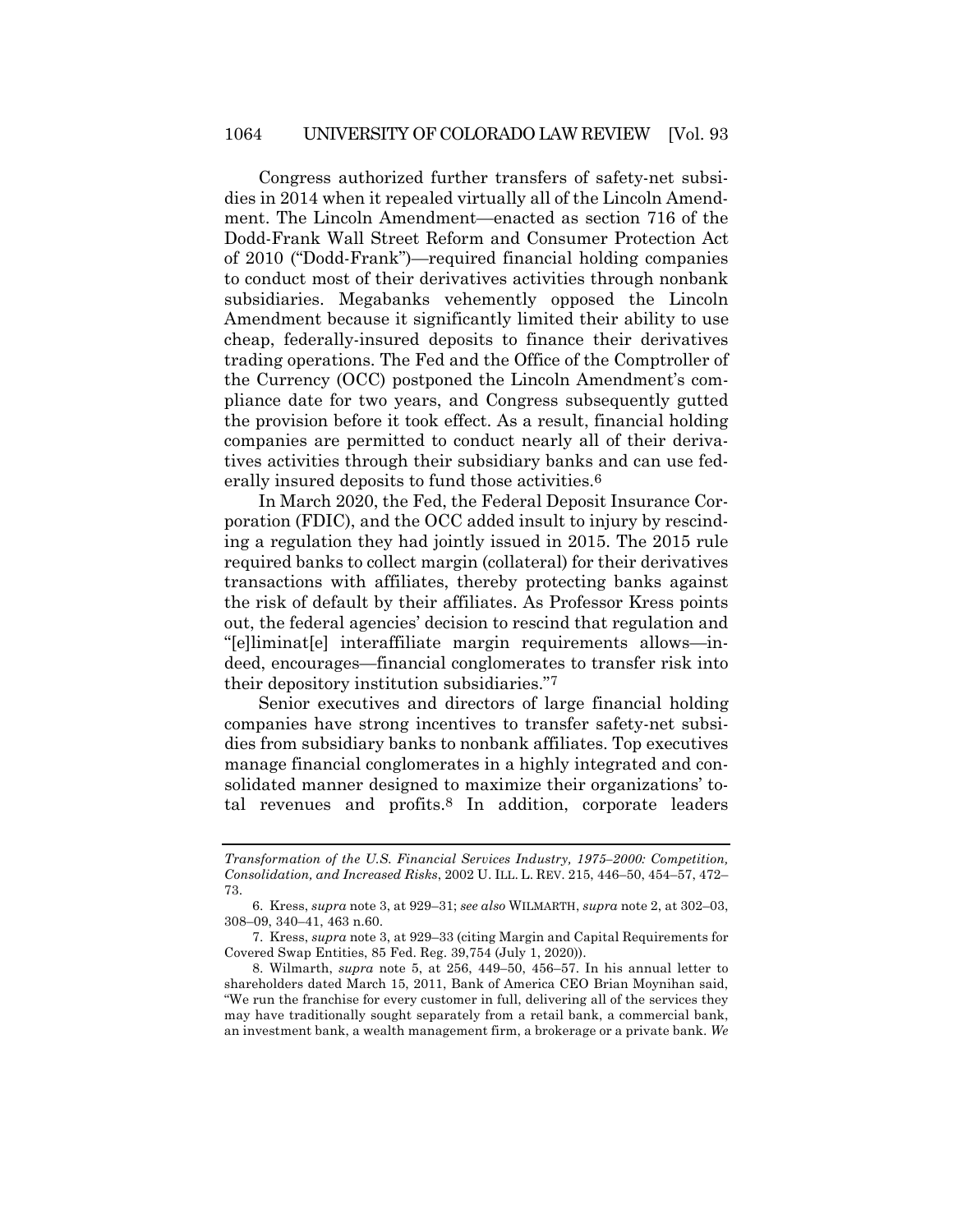Congress authorized further transfers of safety-net subsidies in 2014 when it repealed virtually all of the Lincoln Amendment. The Lincoln Amendment—enacted as section 716 of the Dodd-Frank Wall Street Reform and Consumer Protection Act of 2010 ("Dodd-Frank")—required financial holding companies to conduct most of their derivatives activities through nonbank subsidiaries. Megabanks vehemently opposed the Lincoln Amendment because it significantly limited their ability to use cheap, federally-insured deposits to finance their derivatives trading operations. The Fed and the Office of the Comptroller of the Currency (OCC) postponed the Lincoln Amendment's compliance date for two years, and Congress subsequently gutted the provision before it took effect. As a result, financial holding companies are permitted to conduct nearly all of their derivatives activities through their subsidiary banks and can use federally insured deposits to fund those activities.[6]

In March 2020, the Fed, the Federal Deposit Insurance Corporation (FDIC), and the OCC added insult to injury by rescinding a regulation they had jointly issued in 2015. The 2015 rule required banks to collect margin (collateral) for their derivatives transactions with affiliates, thereby protecting banks against the risk of default by their affiliates. As Professor Kress points out, the federal agencies' decision to rescind that regulation and "[e]liminat[e] interaffiliate margin requirements allows—indeed, encourages—financial conglomerates to transfer risk into their depository institution subsidiaries."[7]

Senior executives and directors of large financial holding companies have strong incentives to transfer safety-net subsidies from subsidiary banks to nonbank affiliates. Top executives manage financial conglomerates in a highly integrated and consolidated manner designed to maximize their organizations' total revenues and profits.[8] In addition, corporate leaders

---

*Transformation of the U.S. Financial Services Industry, 1975–2000: Competition, Consolidation, and Increased Risks*, 2002 U. ILL. L. REV. 215, 446–50, 454–57, 472–73.

6. Kress, *supra* note 3, at 929–31; *see also* WILMARTH, *supra* note 2, at 302–03, 308–09, 340–41, 463 n.60.

7. Kress, *supra* note 3, at 929–33 (citing Margin and Capital Requirements for Covered Swap Entities, 85 Fed. Reg. 39,754 (July 1, 2020)).

8. Wilmarth, *supra* note 5, at 256, 449–50, 456–57. In his annual letter to shareholders dated March 15, 2011, Bank of America CEO Brian Moynihan said, "We run the franchise for every customer in full, delivering all of the services they may have traditionally sought separately from a retail bank, a commercial bank, an investment bank, a wealth management firm, a brokerage or a private bank. *We*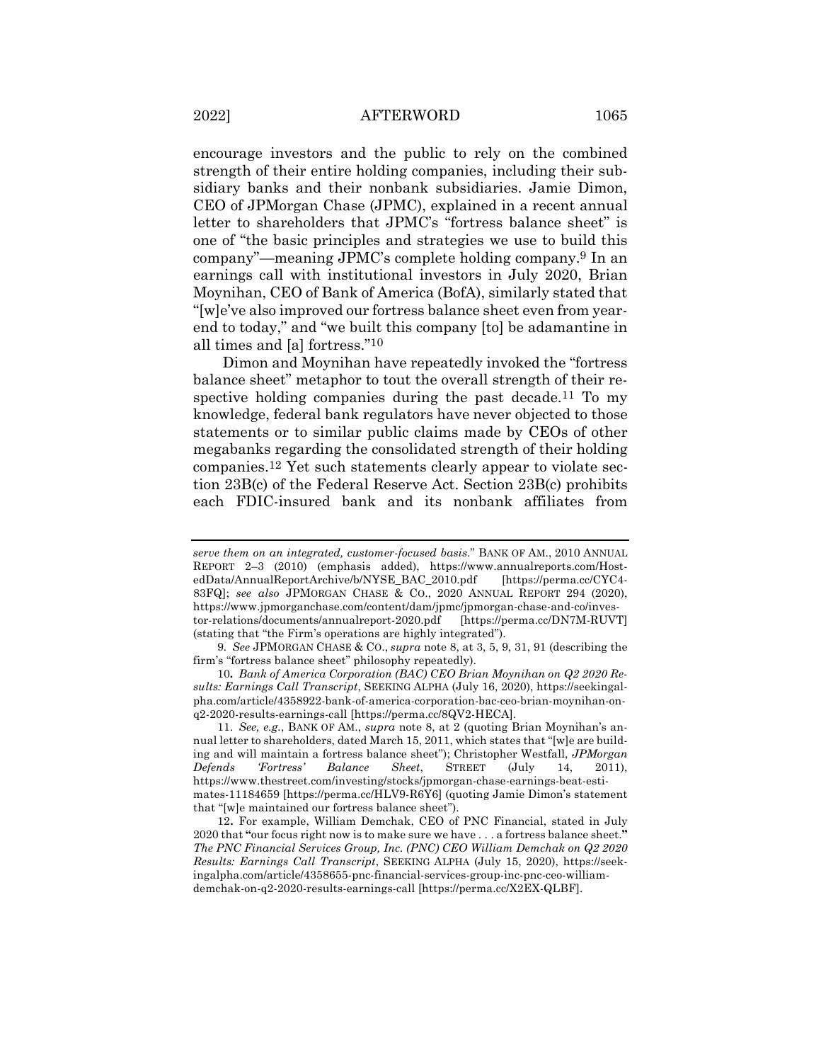encourage investors and the public to rely on the combined strength of their entire holding companies, including their subsidiary banks and their nonbank subsidiaries. Jamie Dimon, CEO of JPMorgan Chase (JPMC), explained in a recent annual letter to shareholders that JPMC's "fortress balance sheet" is one of "the basic principles and strategies we use to build this company"—meaning JPMC's complete holding company.[9] In an earnings call with institutional investors in July 2020, Brian Moynihan, CEO of Bank of America (BofA), similarly stated that "[w]e've also improved our fortress balance sheet even from year-end to today," and "we built this company [to] be adamantine in all times and [a] fortress."[10]

Dimon and Moynihan have repeatedly invoked the "fortress balance sheet" metaphor to tout the overall strength of their respective holding companies during the past decade.[11] To my knowledge, federal bank regulators have never objected to those statements or to similar public claims made by CEOs of other megabanks regarding the consolidated strength of their holding companies.[12] Yet such statements clearly appear to violate section 23B(c) of the Federal Reserve Act. Section 23B(c) prohibits each FDIC-insured bank and its nonbank affiliates from

---

*serve them on an integrated, customer-focused basis*." BANK OF AM., 2010 ANNUAL REPORT 2–3 (2010) (emphasis added), https://www.annualreports.com/HostedData/AnnualReportArchive/b/NYSE_BAC_2010.pdf [https://perma.cc/CYC4-83FQ]; *see also* JPMORGAN CHASE & CO., 2020 ANNUAL REPORT 294 (2020), https://www.jpmorganchase.com/content/dam/jpmc/jpmorgan-chase-and-co/investor-relations/documents/annualreport-2020.pdf [https://perma.cc/DN7M-RUVT] (stating that "the Firm's operations are highly integrated").

9. *See* JPMORGAN CHASE & CO., *supra* note 8, at 3, 5, 9, 31, 91 (describing the firm's "fortress balance sheet" philosophy repeatedly).

10. *Bank of America Corporation (BAC) CEO Brian Moynihan on Q2 2020 Results: Earnings Call Transcript*, SEEKING ALPHA (July 16, 2020), https://seekingalpha.com/article/4358922-bank-of-america-corporation-bac-ceo-brian-moynihan-on-q2-2020-results-earnings-call [https://perma.cc/8QV2-HECA].

11. *See, e.g.*, BANK OF AM., *supra* note 8, at 2 (quoting Brian Moynihan's annual letter to shareholders, dated March 15, 2011, which states that "[w]e are building and will maintain a fortress balance sheet"); Christopher Westfall, *JPMorgan Defends 'Fortress' Balance Sheet*, STREET (July 14, 2011), https://www.thestreet.com/investing/stocks/jpmorgan-chase-earnings-beat-estimates-11184659 [https://perma.cc/HLV9-R6Y6] (quoting Jamie Dimon's statement that "[w]e maintained our fortress balance sheet").

12. For example, William Demchak, CEO of PNC Financial, stated in July 2020 that "our focus right now is to make sure we have . . . a fortress balance sheet." *The PNC Financial Services Group, Inc. (PNC) CEO William Demchak on Q2 2020 Results: Earnings Call Transcript*, SEEKING ALPHA (July 15, 2020), https://seekingalpha.com/article/4358655-pnc-financial-services-group-inc-pnc-ceo-william-demchak-on-q2-2020-results-earnings-call [https://perma.cc/X2EX-QLBF].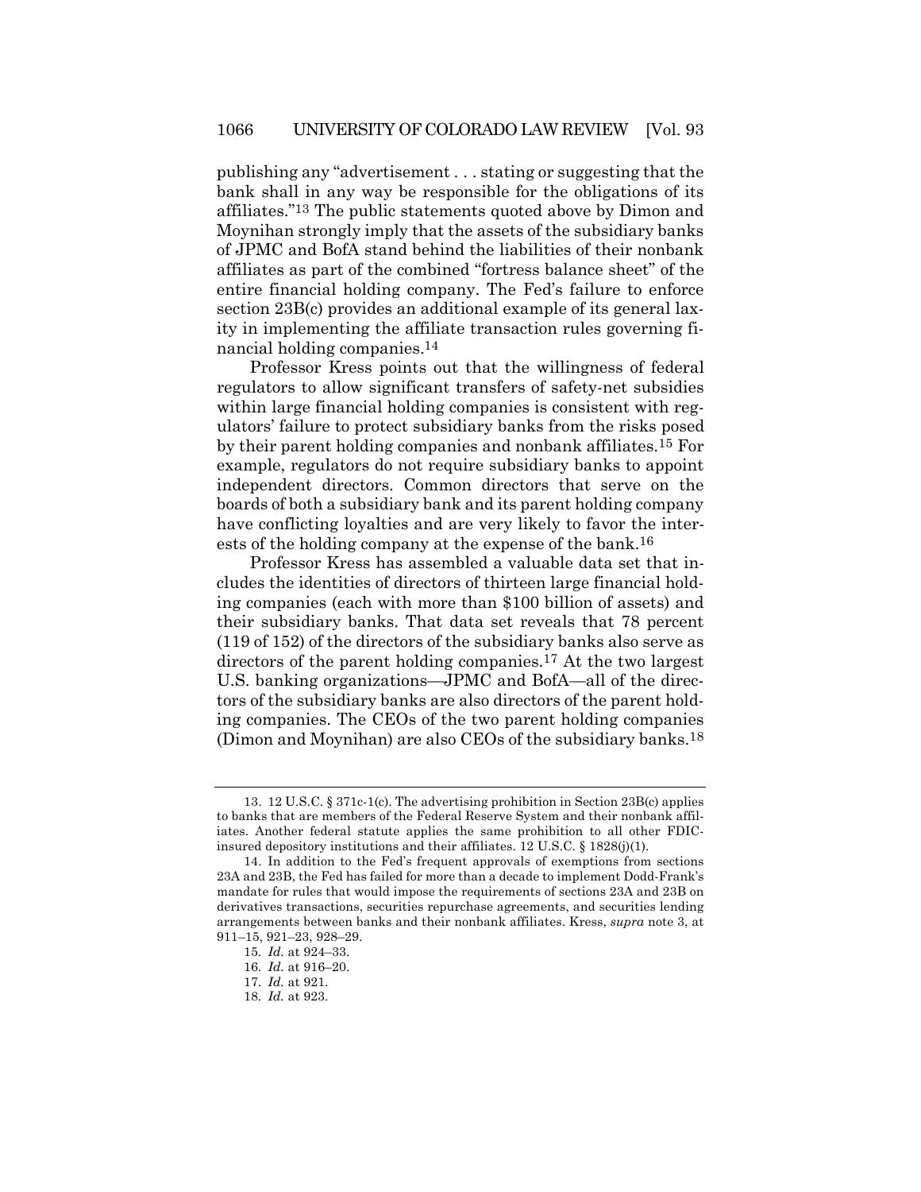publishing any "advertisement . . . stating or suggesting that the bank shall in any way be responsible for the obligations of its affiliates."[13] The public statements quoted above by Dimon and Moynihan strongly imply that the assets of the subsidiary banks of JPMC and BofA stand behind the liabilities of their nonbank affiliates as part of the combined "fortress balance sheet" of the entire financial holding company. The Fed's failure to enforce section 23B(c) provides an additional example of its general laxity in implementing the affiliate transaction rules governing financial holding companies.[14]

Professor Kress points out that the willingness of federal regulators to allow significant transfers of safety-net subsidies within large financial holding companies is consistent with regulators' failure to protect subsidiary banks from the risks posed by their parent holding companies and nonbank affiliates.[15] For example, regulators do not require subsidiary banks to appoint independent directors. Common directors that serve on the boards of both a subsidiary bank and its parent holding company have conflicting loyalties and are very likely to favor the interests of the holding company at the expense of the bank.[16]

Professor Kress has assembled a valuable data set that includes the identities of directors of thirteen large financial holding companies (each with more than $100 billion of assets) and their subsidiary banks. That data set reveals that 78 percent (119 of 152) of the directors of the subsidiary banks also serve as directors of the parent holding companies.[17] At the two largest U.S. banking organizations—JPMC and BofA—all of the directors of the subsidiary banks are also directors of the parent holding companies. The CEOs of the two parent holding companies (Dimon and Moynihan) are also CEOs of the subsidiary banks.[18]

---

13. 12 U.S.C. § 371c-1(c). The advertising prohibition in Section 23B(c) applies to banks that are members of the Federal Reserve System and their nonbank affiliates. Another federal statute applies the same prohibition to all other FDIC-insured depository institutions and their affiliates. 12 U.S.C. § 1828(j)(1).

14. In addition to the Fed's frequent approvals of exemptions from sections 23A and 23B, the Fed has failed for more than a decade to implement Dodd-Frank's mandate for rules that would impose the requirements of sections 23A and 23B on derivatives transactions, securities repurchase agreements, and securities lending arrangements between banks and their nonbank affiliates. Kress, *supra* note 3, at 911–15, 921–23, 928–29.

15. *Id.* at 924–33.

16. *Id.* at 916–20.

17. *Id.* at 921.

18. *Id.* at 923.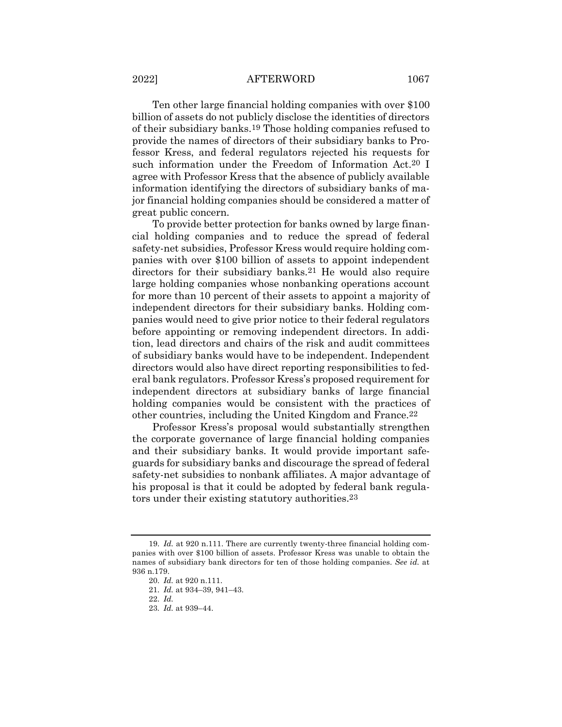Ten other large financial holding companies with over $100 billion of assets do not publicly disclose the identities of directors of their subsidiary banks.[19] Those holding companies refused to provide the names of directors of their subsidiary banks to Professor Kress, and federal regulators rejected his requests for such information under the Freedom of Information Act.[20] I agree with Professor Kress that the absence of publicly available information identifying the directors of subsidiary banks of major financial holding companies should be considered a matter of great public concern.

To provide better protection for banks owned by large financial holding companies and to reduce the spread of federal safety-net subsidies, Professor Kress would require holding companies with over $100 billion of assets to appoint independent directors for their subsidiary banks.[21] He would also require large holding companies whose nonbanking operations account for more than 10 percent of their assets to appoint a majority of independent directors for their subsidiary banks. Holding companies would need to give prior notice to their federal regulators before appointing or removing independent directors. In addition, lead directors and chairs of the risk and audit committees of subsidiary banks would have to be independent. Independent directors would also have direct reporting responsibilities to federal bank regulators. Professor Kress's proposed requirement for independent directors at subsidiary banks of large financial holding companies would be consistent with the practices of other countries, including the United Kingdom and France.[22]

Professor Kress's proposal would substantially strengthen the corporate governance of large financial holding companies and their subsidiary banks. It would provide important safeguards for subsidiary banks and discourage the spread of federal safety-net subsidies to nonbank affiliates. A major advantage of his proposal is that it could be adopted by federal bank regulators under their existing statutory authorities.[23]

---

19. *Id.* at 920 n.111. There are currently twenty-three financial holding companies with over $100 billion of assets. Professor Kress was unable to obtain the names of subsidiary bank directors for ten of those holding companies. *See id.* at 936 n.179.

20. *Id.* at 920 n.111.

21. *Id.* at 934–39, 941–43.

22. *Id.*

23. *Id.* at 939–44.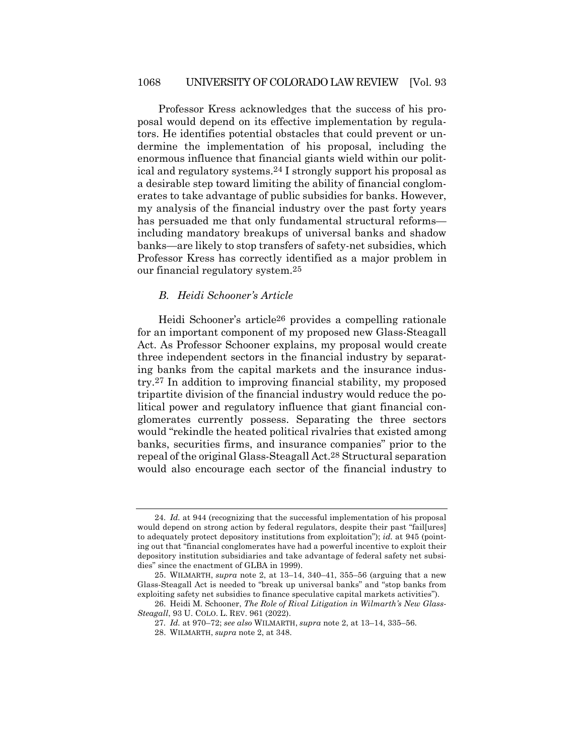Professor Kress acknowledges that the success of his proposal would depend on its effective implementation by regulators. He identifies potential obstacles that could prevent or undermine the implementation of his proposal, including the enormous influence that financial giants wield within our political and regulatory systems.[24] I strongly support his proposal as a desirable step toward limiting the ability of financial conglomerates to take advantage of public subsidies for banks. However, my analysis of the financial industry over the past forty years has persuaded me that only fundamental structural reforms—including mandatory breakups of universal banks and shadow banks—are likely to stop transfers of safety-net subsidies, which Professor Kress has correctly identified as a major problem in our financial regulatory system.[25]

### *B. Heidi Schooner's Article*

Heidi Schooner's article[26] provides a compelling rationale for an important component of my proposed new Glass-Steagall Act. As Professor Schooner explains, my proposal would create three independent sectors in the financial industry by separating banks from the capital markets and the insurance industry.[27] In addition to improving financial stability, my proposed tripartite division of the financial industry would reduce the political power and regulatory influence that giant financial conglomerates currently possess. Separating the three sectors would "rekindle the heated political rivalries that existed among banks, securities firms, and insurance companies" prior to the repeal of the original Glass-Steagall Act.[28] Structural separation would also encourage each sector of the financial industry to

---

24. *Id.* at 944 (recognizing that the successful implementation of his proposal would depend on strong action by federal regulators, despite their past "fail[ures] to adequately protect depository institutions from exploitation"); *id.* at 945 (pointing out that "financial conglomerates have had a powerful incentive to exploit their depository institution subsidiaries and take advantage of federal safety net subsidies" since the enactment of GLBA in 1999).

25. WILMARTH, *supra* note 2, at 13–14, 340–41, 355–56 (arguing that a new Glass-Steagall Act is needed to "break up universal banks" and "stop banks from exploiting safety net subsidies to finance speculative capital markets activities").

26. Heidi M. Schooner, *The Role of Rival Litigation in Wilmarth's New Glass-Steagall*, 93 U. COLO. L. REV. 961 (2022).

27. *Id.* at 970–72; *see also* WILMARTH, *supra* note 2, at 13–14, 335–56.

28. WILMARTH, *supra* note 2, at 348.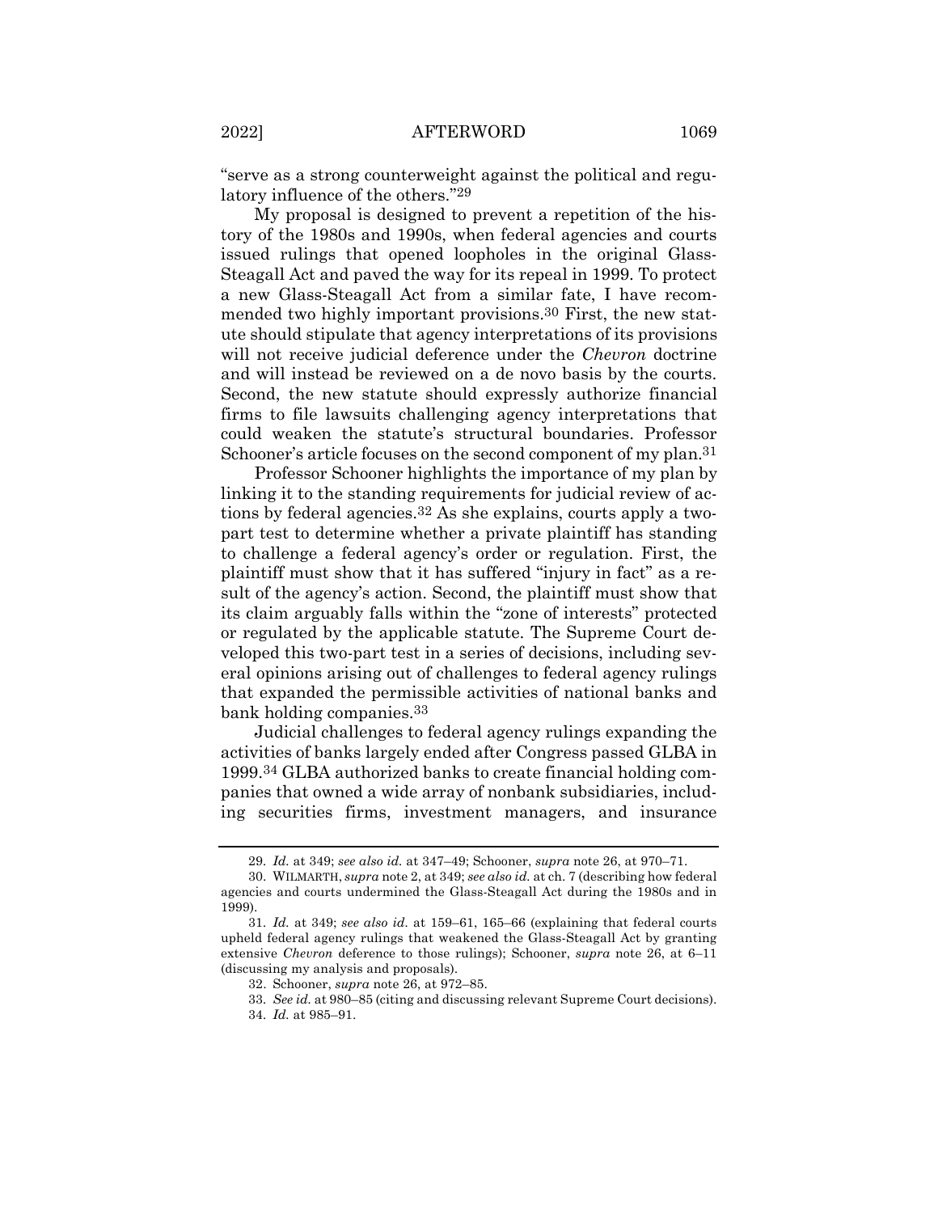"serve as a strong counterweight against the political and regulatory influence of the others."[29]

My proposal is designed to prevent a repetition of the history of the 1980s and 1990s, when federal agencies and courts issued rulings that opened loopholes in the original Glass-Steagall Act and paved the way for its repeal in 1999. To protect a new Glass-Steagall Act from a similar fate, I have recommended two highly important provisions.[30] First, the new statute should stipulate that agency interpretations of its provisions will not receive judicial deference under the *Chevron* doctrine and will instead be reviewed on a de novo basis by the courts. Second, the new statute should expressly authorize financial firms to file lawsuits challenging agency interpretations that could weaken the statute's structural boundaries. Professor Schooner's article focuses on the second component of my plan.[31]

Professor Schooner highlights the importance of my plan by linking it to the standing requirements for judicial review of actions by federal agencies.[32] As she explains, courts apply a two-part test to determine whether a private plaintiff has standing to challenge a federal agency's order or regulation. First, the plaintiff must show that it has suffered "injury in fact" as a result of the agency's action. Second, the plaintiff must show that its claim arguably falls within the "zone of interests" protected or regulated by the applicable statute. The Supreme Court developed this two-part test in a series of decisions, including several opinions arising out of challenges to federal agency rulings that expanded the permissible activities of national banks and bank holding companies.[33]

Judicial challenges to federal agency rulings expanding the activities of banks largely ended after Congress passed GLBA in 1999.[34] GLBA authorized banks to create financial holding companies that owned a wide array of nonbank subsidiaries, including securities firms, investment managers, and insurance

---

29. *Id.* at 349; *see also id.* at 347–49; Schooner, *supra* note 26, at 970–71.

30. WILMARTH, *supra* note 2, at 349; *see also id.* at ch. 7 (describing how federal agencies and courts undermined the Glass-Steagall Act during the 1980s and in 1999).

31. *Id.* at 349; *see also id.* at 159–61, 165–66 (explaining that federal courts upheld federal agency rulings that weakened the Glass-Steagall Act by granting extensive *Chevron* deference to those rulings); Schooner, *supra* note 26, at 6–11 (discussing my analysis and proposals).

32. Schooner, *supra* note 26, at 972–85.

33. *See id.* at 980–85 (citing and discussing relevant Supreme Court decisions).

34. *Id.* at 985–91.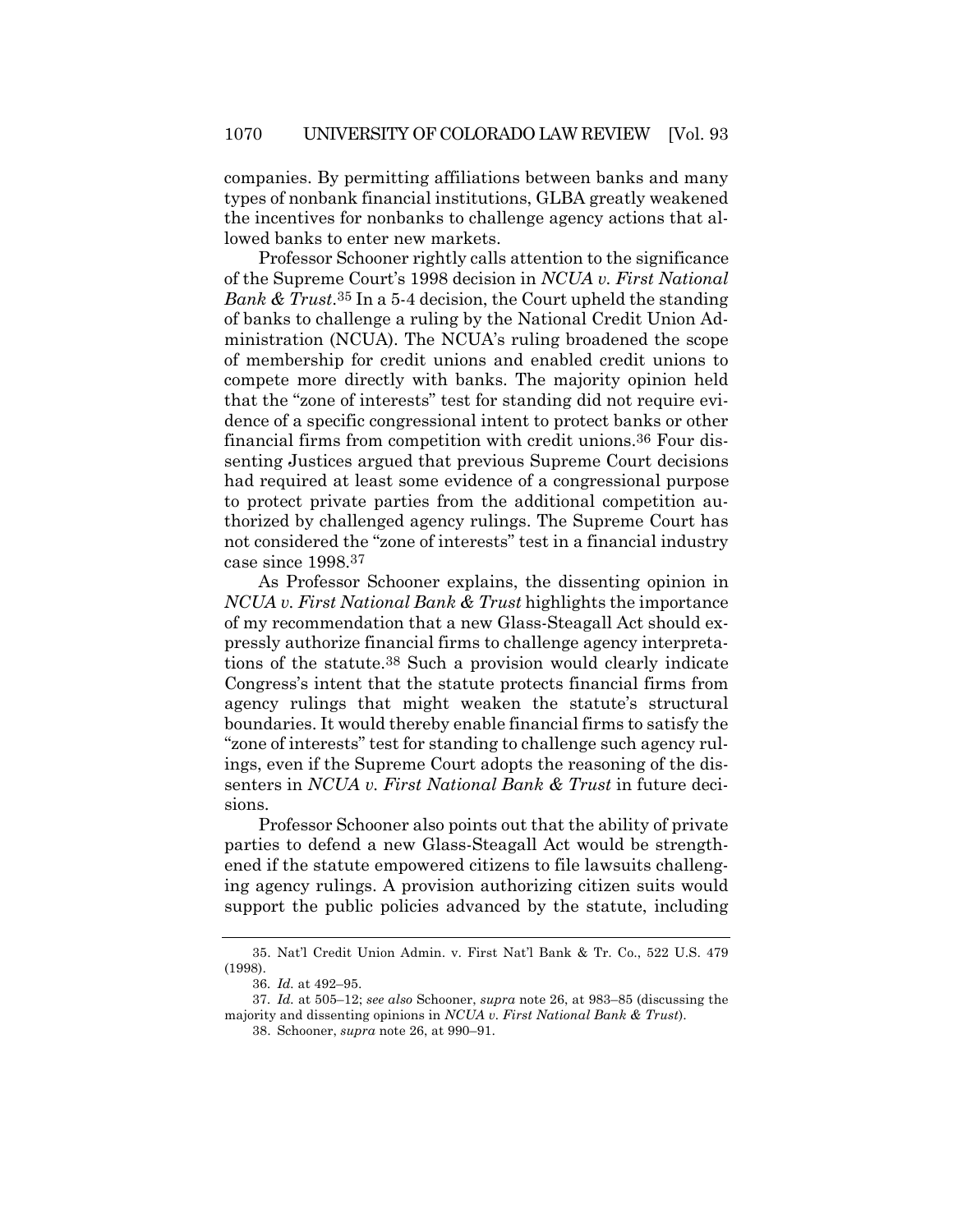companies. By permitting affiliations between banks and many types of nonbank financial institutions, GLBA greatly weakened the incentives for nonbanks to challenge agency actions that allowed banks to enter new markets.

Professor Schooner rightly calls attention to the significance of the Supreme Court's 1998 decision in *NCUA v. First National Bank & Trust*.[35] In a 5-4 decision, the Court upheld the standing of banks to challenge a ruling by the National Credit Union Administration (NCUA). The NCUA's ruling broadened the scope of membership for credit unions and enabled credit unions to compete more directly with banks. The majority opinion held that the "zone of interests" test for standing did not require evidence of a specific congressional intent to protect banks or other financial firms from competition with credit unions.[36] Four dissenting Justices argued that previous Supreme Court decisions had required at least some evidence of a congressional purpose to protect private parties from the additional competition authorized by challenged agency rulings. The Supreme Court has not considered the "zone of interests" test in a financial industry case since 1998.[37]

As Professor Schooner explains, the dissenting opinion in *NCUA v. First National Bank & Trust* highlights the importance of my recommendation that a new Glass-Steagall Act should expressly authorize financial firms to challenge agency interpretations of the statute.[38] Such a provision would clearly indicate Congress's intent that the statute protects financial firms from agency rulings that might weaken the statute's structural boundaries. It would thereby enable financial firms to satisfy the "zone of interests" test for standing to challenge such agency rulings, even if the Supreme Court adopts the reasoning of the dissenters in *NCUA v. First National Bank & Trust* in future decisions.

Professor Schooner also points out that the ability of private parties to defend a new Glass-Steagall Act would be strengthened if the statute empowered citizens to file lawsuits challenging agency rulings. A provision authorizing citizen suits would support the public policies advanced by the statute, including

---

35. Nat'l Credit Union Admin. v. First Nat'l Bank & Tr. Co., 522 U.S. 479 (1998).

36. *Id.* at 492–95.

37. *Id.* at 505–12; *see also* Schooner, *supra* note 26, at 983–85 (discussing the majority and dissenting opinions in *NCUA v. First National Bank & Trust*).

38. Schooner, *supra* note 26, at 990–91.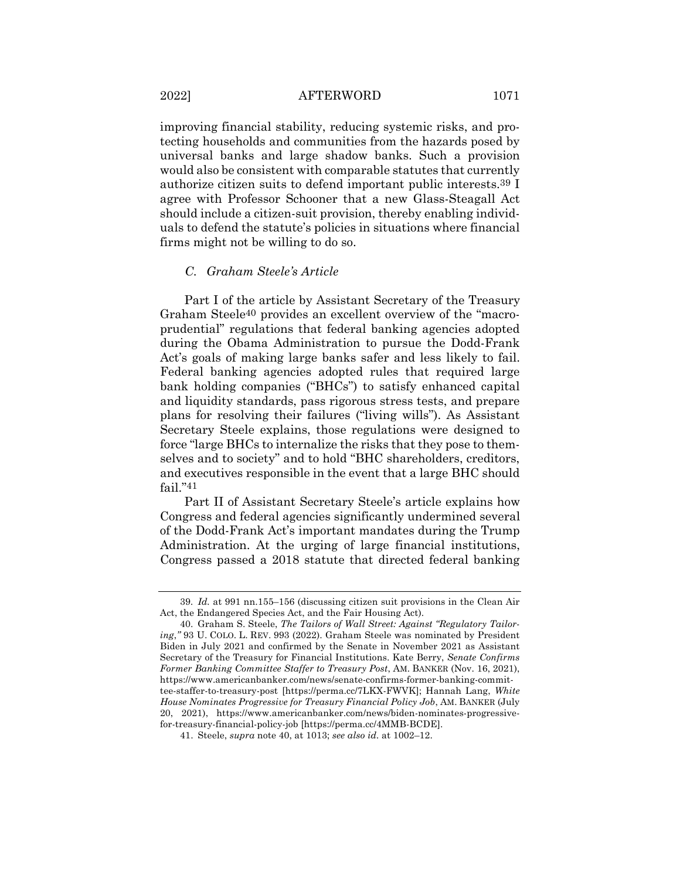improving financial stability, reducing systemic risks, and protecting households and communities from the hazards posed by universal banks and large shadow banks. Such a provision would also be consistent with comparable statutes that currently authorize citizen suits to defend important public interests.[39] I agree with Professor Schooner that a new Glass-Steagall Act should include a citizen-suit provision, thereby enabling individuals to defend the statute's policies in situations where financial firms might not be willing to do so.

### *C. Graham Steele's Article*

Part I of the article by Assistant Secretary of the Treasury Graham Steele[40] provides an excellent overview of the "macroprudential" regulations that federal banking agencies adopted during the Obama Administration to pursue the Dodd-Frank Act's goals of making large banks safer and less likely to fail. Federal banking agencies adopted rules that required large bank holding companies ("BHCs") to satisfy enhanced capital and liquidity standards, pass rigorous stress tests, and prepare plans for resolving their failures ("living wills"). As Assistant Secretary Steele explains, those regulations were designed to force "large BHCs to internalize the risks that they pose to themselves and to society" and to hold "BHC shareholders, creditors, and executives responsible in the event that a large BHC should fail."[41]

Part II of Assistant Secretary Steele's article explains how Congress and federal agencies significantly undermined several of the Dodd-Frank Act's important mandates during the Trump Administration. At the urging of large financial institutions, Congress passed a 2018 statute that directed federal banking

---

39. *Id.* at 991 nn.155–156 (discussing citizen suit provisions in the Clean Air Act, the Endangered Species Act, and the Fair Housing Act).

40. Graham S. Steele, *The Tailors of Wall Street: Against "Regulatory Tailoring*,*"* 93 U. COLO. L. REV. 993 (2022). Graham Steele was nominated by President Biden in July 2021 and confirmed by the Senate in November 2021 as Assistant Secretary of the Treasury for Financial Institutions. Kate Berry, *Senate Confirms Former Banking Committee Staffer to Treasury Post*, AM. BANKER (Nov. 16, 2021), https://www.americanbanker.com/news/senate-confirms-former-banking-committee-staffer-to-treasury-post [https://perma.cc/7LKX-FWVK]; Hannah Lang, *White House Nominates Progressive for Treasury Financial Policy Job*, AM. BANKER (July 20, 2021), https://www.americanbanker.com/news/biden-nominates-progressive-for-treasury-financial-policy-job [https://perma.cc/4MMB-BCDE].

41. Steele, *supra* note 40, at 1013; *see also id.* at 1002–12.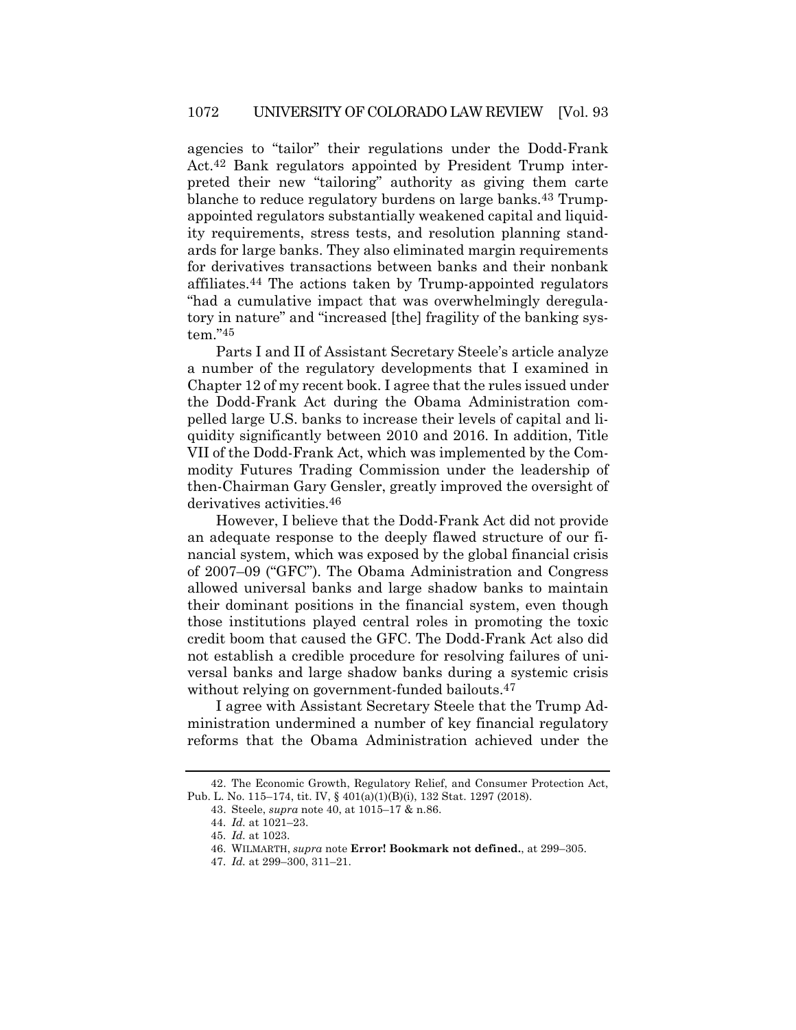agencies to "tailor" their regulations under the Dodd-Frank Act.[42] Bank regulators appointed by President Trump interpreted their new "tailoring" authority as giving them carte blanche to reduce regulatory burdens on large banks.[43] Trump-appointed regulators substantially weakened capital and liquidity requirements, stress tests, and resolution planning standards for large banks. They also eliminated margin requirements for derivatives transactions between banks and their nonbank affiliates.[44] The actions taken by Trump-appointed regulators "had a cumulative impact that was overwhelmingly deregulatory in nature" and "increased [the] fragility of the banking system."[45]

Parts I and II of Assistant Secretary Steele's article analyze a number of the regulatory developments that I examined in Chapter 12 of my recent book. I agree that the rules issued under the Dodd-Frank Act during the Obama Administration compelled large U.S. banks to increase their levels of capital and liquidity significantly between 2010 and 2016. In addition, Title VII of the Dodd-Frank Act, which was implemented by the Commodity Futures Trading Commission under the leadership of then-Chairman Gary Gensler, greatly improved the oversight of derivatives activities.[46]

However, I believe that the Dodd-Frank Act did not provide an adequate response to the deeply flawed structure of our financial system, which was exposed by the global financial crisis of 2007–09 ("GFC"). The Obama Administration and Congress allowed universal banks and large shadow banks to maintain their dominant positions in the financial system, even though those institutions played central roles in promoting the toxic credit boom that caused the GFC. The Dodd-Frank Act also did not establish a credible procedure for resolving failures of universal banks and large shadow banks during a systemic crisis without relying on government-funded bailouts.[47]

I agree with Assistant Secretary Steele that the Trump Administration undermined a number of key financial regulatory reforms that the Obama Administration achieved under the

---

42. The Economic Growth, Regulatory Relief, and Consumer Protection Act, Pub. L. No. 115–174, tit. IV, § 401(a)(1)(B)(i), 132 Stat. 1297 (2018).

43. Steele, *supra* note 40, at 1015–17 & n.86.

44. *Id.* at 1021–23.

45. *Id.* at 1023.

46. WILMARTH, *supra* note **Error! Bookmark not defined.**, at 299–305.

47. *Id.* at 299–300, 311–21.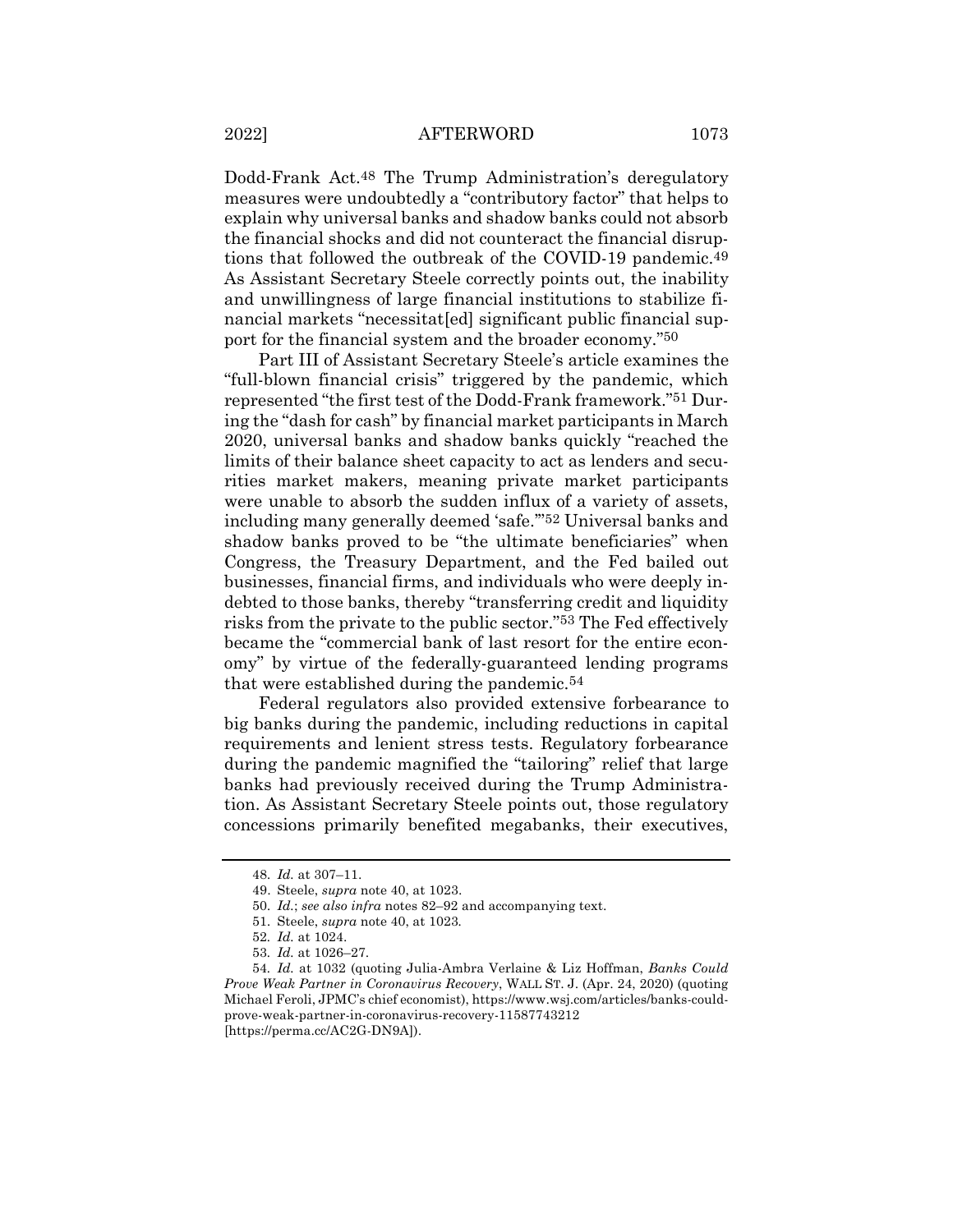Dodd-Frank Act.[48] The Trump Administration's deregulatory measures were undoubtedly a "contributory factor" that helps to explain why universal banks and shadow banks could not absorb the financial shocks and did not counteract the financial disruptions that followed the outbreak of the COVID-19 pandemic.[49] As Assistant Secretary Steele correctly points out, the inability and unwillingness of large financial institutions to stabilize financial markets "necessitat[ed] significant public financial support for the financial system and the broader economy."[50]

Part III of Assistant Secretary Steele's article examines the "full-blown financial crisis" triggered by the pandemic, which represented "the first test of the Dodd-Frank framework."[51] During the "dash for cash" by financial market participants in March 2020, universal banks and shadow banks quickly "reached the limits of their balance sheet capacity to act as lenders and securities market makers, meaning private market participants were unable to absorb the sudden influx of a variety of assets, including many generally deemed 'safe.'"[52] Universal banks and shadow banks proved to be "the ultimate beneficiaries" when Congress, the Treasury Department, and the Fed bailed out businesses, financial firms, and individuals who were deeply indebted to those banks, thereby "transferring credit and liquidity risks from the private to the public sector."[53] The Fed effectively became the "commercial bank of last resort for the entire economy" by virtue of the federally-guaranteed lending programs that were established during the pandemic.[54]

Federal regulators also provided extensive forbearance to big banks during the pandemic, including reductions in capital requirements and lenient stress tests. Regulatory forbearance during the pandemic magnified the "tailoring" relief that large banks had previously received during the Trump Administration. As Assistant Secretary Steele points out, those regulatory concessions primarily benefited megabanks, their executives,

---

48. *Id.* at 307–11.

49. Steele, *supra* note 40, at 1023.

50. *Id.*; *see also infra* notes 82–92 and accompanying text.

51. Steele, *supra* note 40, at 1023.

52. *Id.* at 1024.

53. *Id.* at 1026–27.

54. *Id.* at 1032 (quoting Julia-Ambra Verlaine & Liz Hoffman, *Banks Could Prove Weak Partner in Coronavirus Recovery*, WALL ST. J. (Apr. 24, 2020) (quoting Michael Feroli, JPMC's chief economist), https://www.wsj.com/articles/banks-could-prove-weak-partner-in-coronavirus-recovery-11587743212 [https://perma.cc/AC2G-DN9A]).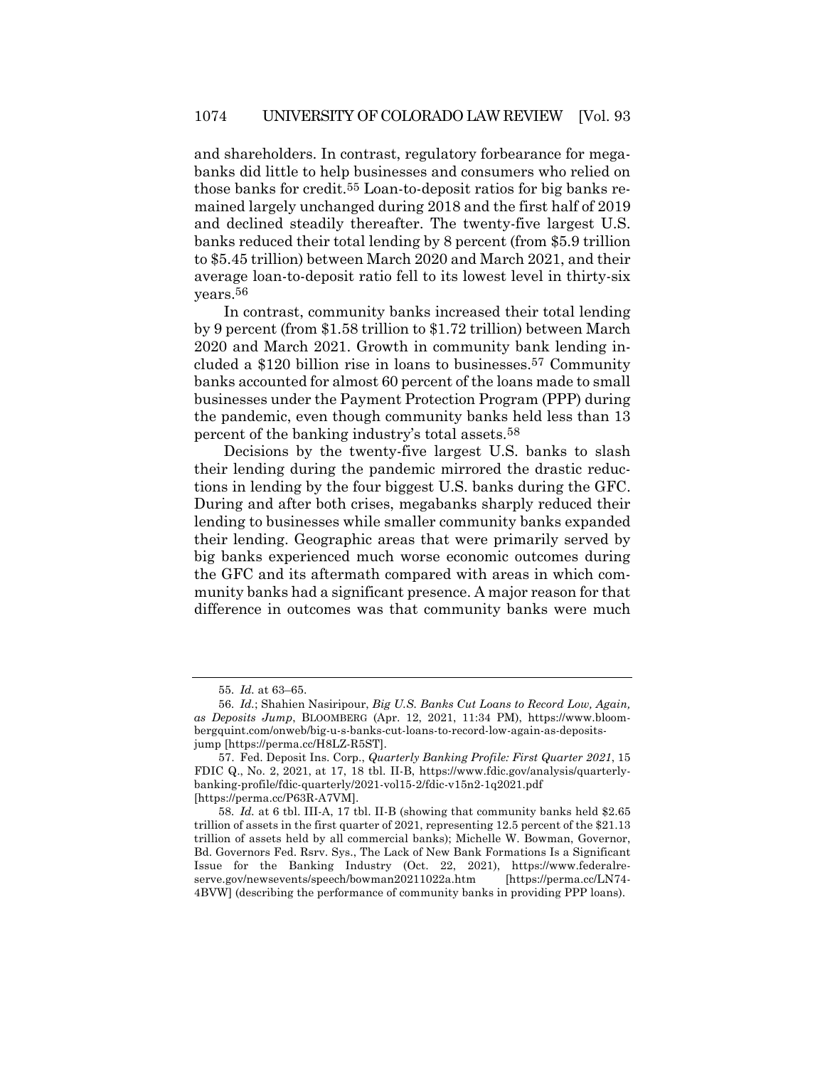and shareholders. In contrast, regulatory forbearance for megabanks did little to help businesses and consumers who relied on those banks for credit.[55] Loan-to-deposit ratios for big banks remained largely unchanged during 2018 and the first half of 2019 and declined steadily thereafter. The twenty-five largest U.S. banks reduced their total lending by 8 percent (from $5.9 trillion to $5.45 trillion) between March 2020 and March 2021, and their average loan-to-deposit ratio fell to its lowest level in thirty-six years.[56]

In contrast, community banks increased their total lending by 9 percent (from $1.58 trillion to $1.72 trillion) between March 2020 and March 2021. Growth in community bank lending included a $120 billion rise in loans to businesses.[57] Community banks accounted for almost 60 percent of the loans made to small businesses under the Payment Protection Program (PPP) during the pandemic, even though community banks held less than 13 percent of the banking industry's total assets.[58]

Decisions by the twenty-five largest U.S. banks to slash their lending during the pandemic mirrored the drastic reductions in lending by the four biggest U.S. banks during the GFC. During and after both crises, megabanks sharply reduced their lending to businesses while smaller community banks expanded their lending. Geographic areas that were primarily served by big banks experienced much worse economic outcomes during the GFC and its aftermath compared with areas in which community banks had a significant presence. A major reason for that difference in outcomes was that community banks were much

---

55. *Id.* at 63–65.

56. *Id.*; Shahien Nasiripour, *Big U.S. Banks Cut Loans to Record Low, Again, as Deposits Jump*, BLOOMBERG (Apr. 12, 2021, 11:34 PM), https://www.bloombergquint.com/onweb/big-u-s-banks-cut-loans-to-record-low-again-as-deposits-jump [https://perma.cc/H8LZ-R5ST].

57. Fed. Deposit Ins. Corp., *Quarterly Banking Profile: First Quarter 2021*, 15 FDIC Q., No. 2, 2021, at 17, 18 tbl. II-B, https://www.fdic.gov/analysis/quarterly-banking-profile/fdic-quarterly/2021-vol15-2/fdic-v15n2-1q2021.pdf [https://perma.cc/P63R-A7VM].

58. *Id.* at 6 tbl. III-A, 17 tbl. II-B (showing that community banks held $2.65 trillion of assets in the first quarter of 2021, representing 12.5 percent of the $21.13 trillion of assets held by all commercial banks); Michelle W. Bowman, Governor, Bd. Governors Fed. Rsrv. Sys., The Lack of New Bank Formations Is a Significant Issue for the Banking Industry (Oct. 22, 2021), https://www.federalreserve.gov/newsevents/speech/bowman20211022a.htm [https://perma.cc/LN74-4BVW] (describing the performance of community banks in providing PPP loans).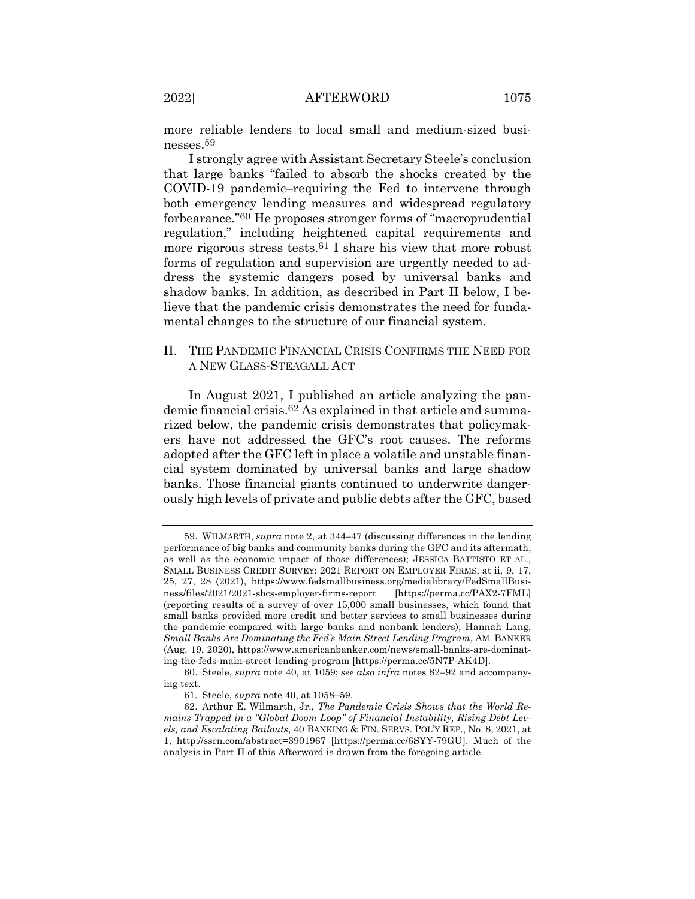more reliable lenders to local small and medium-sized businesses.[59]

I strongly agree with Assistant Secretary Steele's conclusion that large banks "failed to absorb the shocks created by the COVID-19 pandemic–requiring the Fed to intervene through both emergency lending measures and widespread regulatory forbearance."[60] He proposes stronger forms of "macroprudential regulation," including heightened capital requirements and more rigorous stress tests.[61] I share his view that more robust forms of regulation and supervision are urgently needed to address the systemic dangers posed by universal banks and shadow banks. In addition, as described in Part II below, I believe that the pandemic crisis demonstrates the need for fundamental changes to the structure of our financial system.

## II. THE PANDEMIC FINANCIAL CRISIS CONFIRMS THE NEED FOR A NEW GLASS-STEAGALL ACT

In August 2021, I published an article analyzing the pandemic financial crisis.[62] As explained in that article and summarized below, the pandemic crisis demonstrates that policymakers have not addressed the GFC's root causes. The reforms adopted after the GFC left in place a volatile and unstable financial system dominated by universal banks and large shadow banks. Those financial giants continued to underwrite dangerously high levels of private and public debts after the GFC, based

---

59. WILMARTH, *supra* note 2, at 344–47 (discussing differences in the lending performance of big banks and community banks during the GFC and its aftermath, as well as the economic impact of those differences); JESSICA BATTISTO ET AL., SMALL BUSINESS CREDIT SURVEY: 2021 REPORT ON EMPLOYER FIRMS, at ii, 9, 17, 25, 27, 28 (2021), https://www.fedsmallbusiness.org/medialibrary/FedSmallBusiness/files/2021/2021-sbcs-employer-firms-report [https://perma.cc/PAX2-7FML] (reporting results of a survey of over 15,000 small businesses, which found that small banks provided more credit and better services to small businesses during the pandemic compared with large banks and nonbank lenders); Hannah Lang, *Small Banks Are Dominating the Fed's Main Street Lending Program*, AM. BANKER (Aug. 19, 2020), https://www.americanbanker.com/news/small-banks-are-dominating-the-feds-main-street-lending-program [https://perma.cc/5N7P-AK4D].

60. Steele, *supra* note 40, at 1059; *see also infra* notes 82–92 and accompanying text.

61. Steele, *supra* note 40, at 1058–59.

62. Arthur E. Wilmarth, Jr., *The Pandemic Crisis Shows that the World Remains Trapped in a "Global Doom Loop" of Financial Instability, Rising Debt Levels, and Escalating Bailouts*, 40 BANKING & FIN. SERVS. POL'Y REP., No. 8, 2021, at 1, http://ssrn.com/abstract=3901967 [https://perma.cc/6SYY-79GU]. Much of the analysis in Part II of this Afterword is drawn from the foregoing article.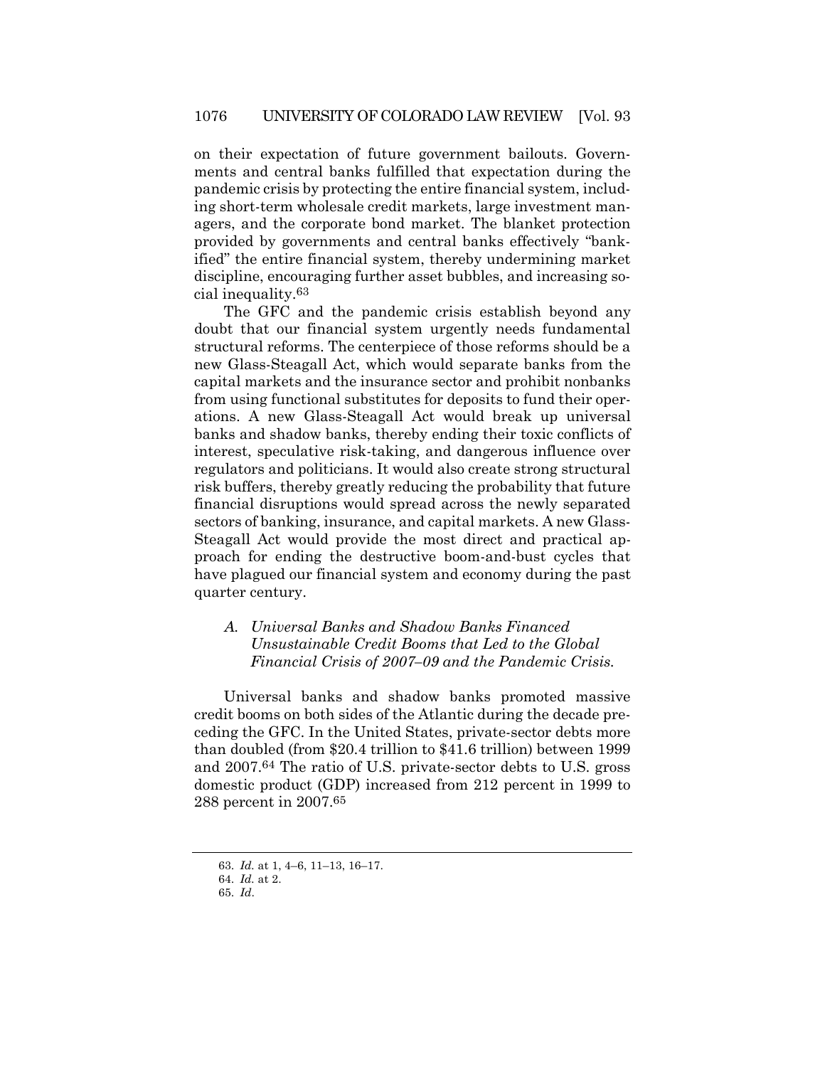on their expectation of future government bailouts. Governments and central banks fulfilled that expectation during the pandemic crisis by protecting the entire financial system, including short-term wholesale credit markets, large investment managers, and the corporate bond market. The blanket protection provided by governments and central banks effectively "bankified" the entire financial system, thereby undermining market discipline, encouraging further asset bubbles, and increasing social inequality.[63]

The GFC and the pandemic crisis establish beyond any doubt that our financial system urgently needs fundamental structural reforms. The centerpiece of those reforms should be a new Glass-Steagall Act, which would separate banks from the capital markets and the insurance sector and prohibit nonbanks from using functional substitutes for deposits to fund their operations. A new Glass-Steagall Act would break up universal banks and shadow banks, thereby ending their toxic conflicts of interest, speculative risk-taking, and dangerous influence over regulators and politicians. It would also create strong structural risk buffers, thereby greatly reducing the probability that future financial disruptions would spread across the newly separated sectors of banking, insurance, and capital markets. A new Glass-Steagall Act would provide the most direct and practical approach for ending the destructive boom-and-bust cycles that have plagued our financial system and economy during the past quarter century.

### A. *Universal Banks and Shadow Banks Financed Unsustainable Credit Booms that Led to the Global Financial Crisis of 2007–09 and the Pandemic Crisis.*

Universal banks and shadow banks promoted massive credit booms on both sides of the Atlantic during the decade preceding the GFC. In the United States, private-sector debts more than doubled (from \$20.4 trillion to \$41.6 trillion) between 1999 and 2007.[64] The ratio of U.S. private-sector debts to U.S. gross domestic product (GDP) increased from 212 percent in 1999 to 288 percent in 2007.[65]

---

63. *Id.* at 1, 4–6, 11–13, 16–17.

64. *Id.* at 2.

65. *Id.*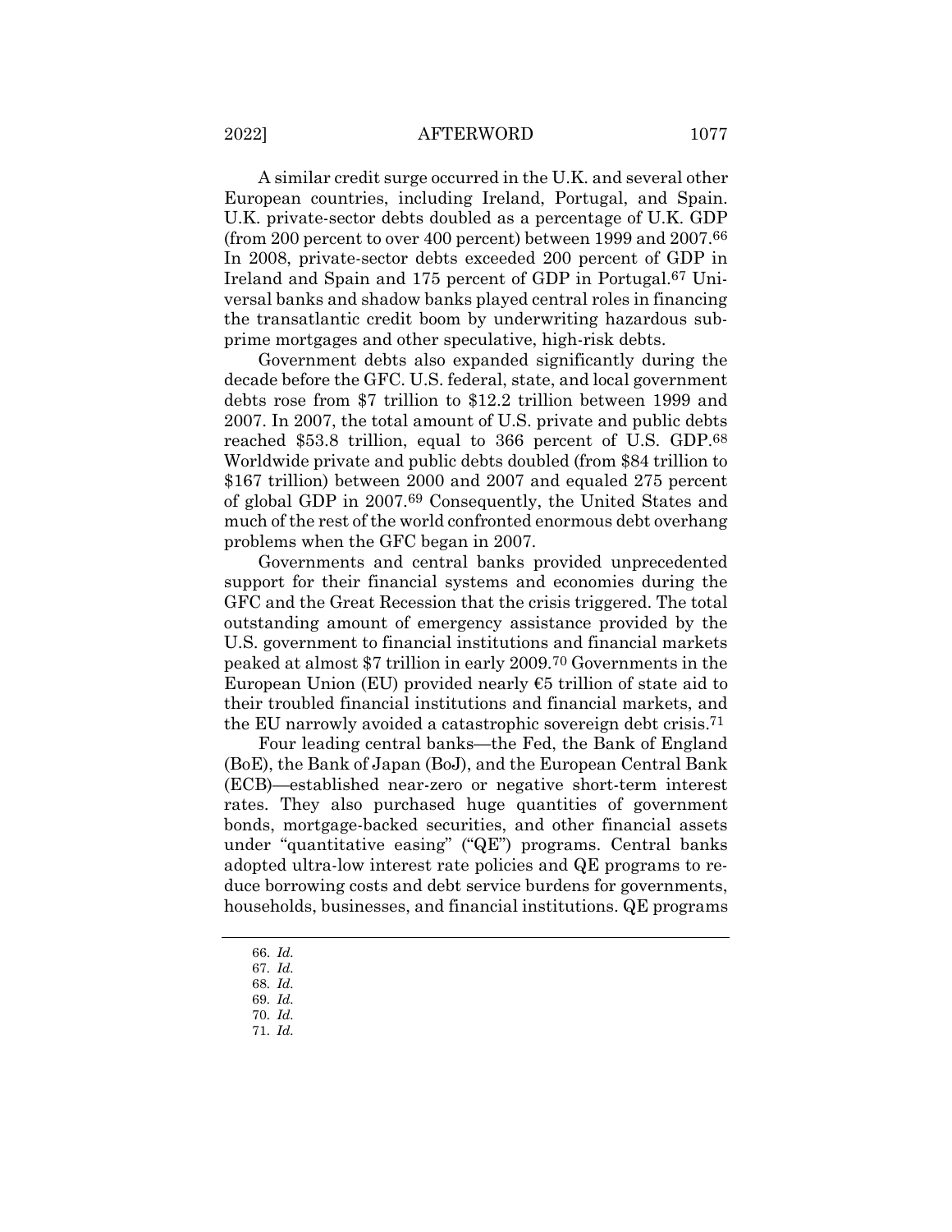A similar credit surge occurred in the U.K. and several other European countries, including Ireland, Portugal, and Spain. U.K. private-sector debts doubled as a percentage of U.K. GDP (from 200 percent to over 400 percent) between 1999 and 2007.[66] In 2008, private-sector debts exceeded 200 percent of GDP in Ireland and Spain and 175 percent of GDP in Portugal.[67] Universal banks and shadow banks played central roles in financing the transatlantic credit boom by underwriting hazardous subprime mortgages and other speculative, high-risk debts.

Government debts also expanded significantly during the decade before the GFC. U.S. federal, state, and local government debts rose from $7 trillion to $12.2 trillion between 1999 and 2007. In 2007, the total amount of U.S. private and public debts reached $53.8 trillion, equal to 366 percent of U.S. GDP.[68] Worldwide private and public debts doubled (from $84 trillion to $167 trillion) between 2000 and 2007 and equaled 275 percent of global GDP in 2007.[69] Consequently, the United States and much of the rest of the world confronted enormous debt overhang problems when the GFC began in 2007.

Governments and central banks provided unprecedented support for their financial systems and economies during the GFC and the Great Recession that the crisis triggered. The total outstanding amount of emergency assistance provided by the U.S. government to financial institutions and financial markets peaked at almost $7 trillion in early 2009.[70] Governments in the European Union (EU) provided nearly €5 trillion of state aid to their troubled financial institutions and financial markets, and the EU narrowly avoided a catastrophic sovereign debt crisis.[71]

Four leading central banks—the Fed, the Bank of England (BoE), the Bank of Japan (BoJ), and the European Central Bank (ECB)—established near-zero or negative short-term interest rates. They also purchased huge quantities of government bonds, mortgage-backed securities, and other financial assets under "quantitative easing" ("QE") programs. Central banks adopted ultra-low interest rate policies and QE programs to reduce borrowing costs and debt service burdens for governments, households, businesses, and financial institutions. QE programs

---

66. *Id.*
67. *Id.*
68. *Id.*
69. *Id.*
70. *Id.*
71. *Id.*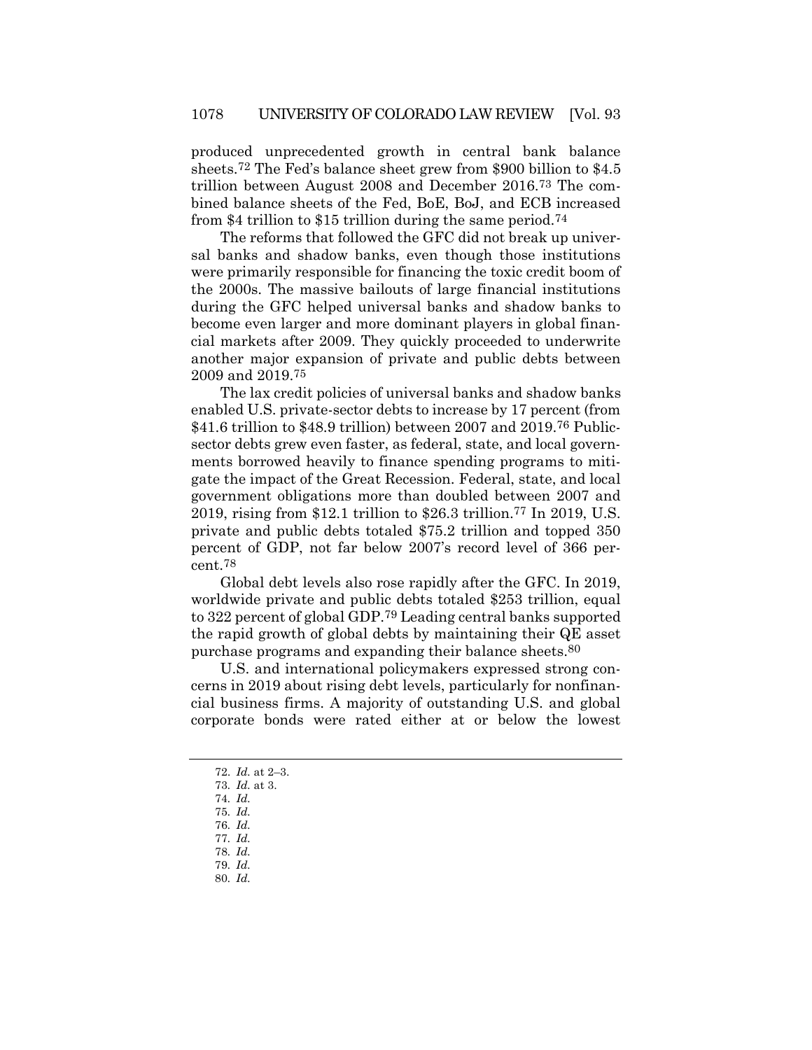produced unprecedented growth in central bank balance sheets.[72] The Fed's balance sheet grew from $900 billion to $4.5 trillion between August 2008 and December 2016.[73] The combined balance sheets of the Fed, BoE, BoJ, and ECB increased from $4 trillion to $15 trillion during the same period.[74]

The reforms that followed the GFC did not break up universal banks and shadow banks, even though those institutions were primarily responsible for financing the toxic credit boom of the 2000s. The massive bailouts of large financial institutions during the GFC helped universal banks and shadow banks to become even larger and more dominant players in global financial markets after 2009. They quickly proceeded to underwrite another major expansion of private and public debts between 2009 and 2019.[75]

The lax credit policies of universal banks and shadow banks enabled U.S. private-sector debts to increase by 17 percent (from $41.6 trillion to $48.9 trillion) between 2007 and 2019.[76] Public-sector debts grew even faster, as federal, state, and local governments borrowed heavily to finance spending programs to mitigate the impact of the Great Recession. Federal, state, and local government obligations more than doubled between 2007 and 2019, rising from $12.1 trillion to $26.3 trillion.[77] In 2019, U.S. private and public debts totaled $75.2 trillion and topped 350 percent of GDP, not far below 2007's record level of 366 percent.[78]

Global debt levels also rose rapidly after the GFC. In 2019, worldwide private and public debts totaled $253 trillion, equal to 322 percent of global GDP.[79] Leading central banks supported the rapid growth of global debts by maintaining their QE asset purchase programs and expanding their balance sheets.[80]

U.S. and international policymakers expressed strong concerns in 2019 about rising debt levels, particularly for nonfinancial business firms. A majority of outstanding U.S. and global corporate bonds were rated either at or below the lowest

---

72. *Id.* at 2–3.
73. *Id.* at 3.
74. *Id.*
75. *Id.*
76. *Id.*
77. *Id.*
78. *Id.*
79. *Id.*
80. *Id.*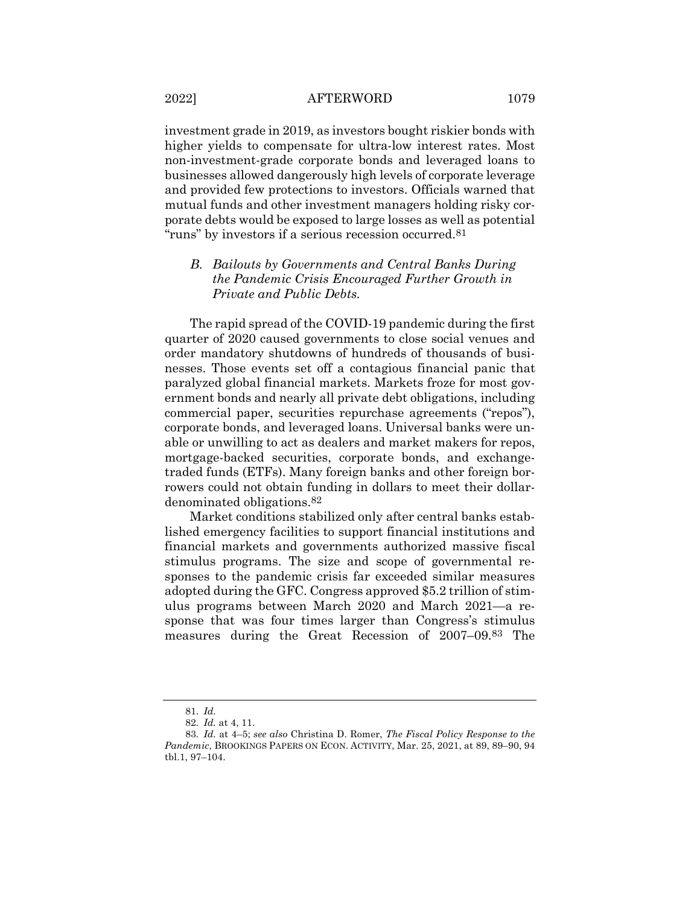investment grade in 2019, as investors bought riskier bonds with higher yields to compensate for ultra-low interest rates. Most non-investment-grade corporate bonds and leveraged loans to businesses allowed dangerously high levels of corporate leverage and provided few protections to investors. Officials warned that mutual funds and other investment managers holding risky corporate debts would be exposed to large losses as well as potential "runs" by investors if a serious recession occurred.[81]

### *B. Bailouts by Governments and Central Banks During the Pandemic Crisis Encouraged Further Growth in Private and Public Debts.*

The rapid spread of the COVID-19 pandemic during the first quarter of 2020 caused governments to close social venues and order mandatory shutdowns of hundreds of thousands of businesses. Those events set off a contagious financial panic that paralyzed global financial markets. Markets froze for most government bonds and nearly all private debt obligations, including commercial paper, securities repurchase agreements ("repos"), corporate bonds, and leveraged loans. Universal banks were unable or unwilling to act as dealers and market makers for repos, mortgage-backed securities, corporate bonds, and exchange-traded funds (ETFs). Many foreign banks and other foreign borrowers could not obtain funding in dollars to meet their dollar-denominated obligations.[82]

Market conditions stabilized only after central banks established emergency facilities to support financial institutions and financial markets and governments authorized massive fiscal stimulus programs. The size and scope of governmental responses to the pandemic crisis far exceeded similar measures adopted during the GFC. Congress approved $5.2 trillion of stimulus programs between March 2020 and March 2021—a response that was four times larger than Congress's stimulus measures during the Great Recession of 2007–09.[83] The

---

81. *Id.*

82. *Id.* at 4, 11.

83. *Id.* at 4–5; *see also* Christina D. Romer, *The Fiscal Policy Response to the Pandemic*, BROOKINGS PAPERS ON ECON. ACTIVITY, Mar. 25, 2021, at 89, 89–90, 94 tbl.1, 97–104.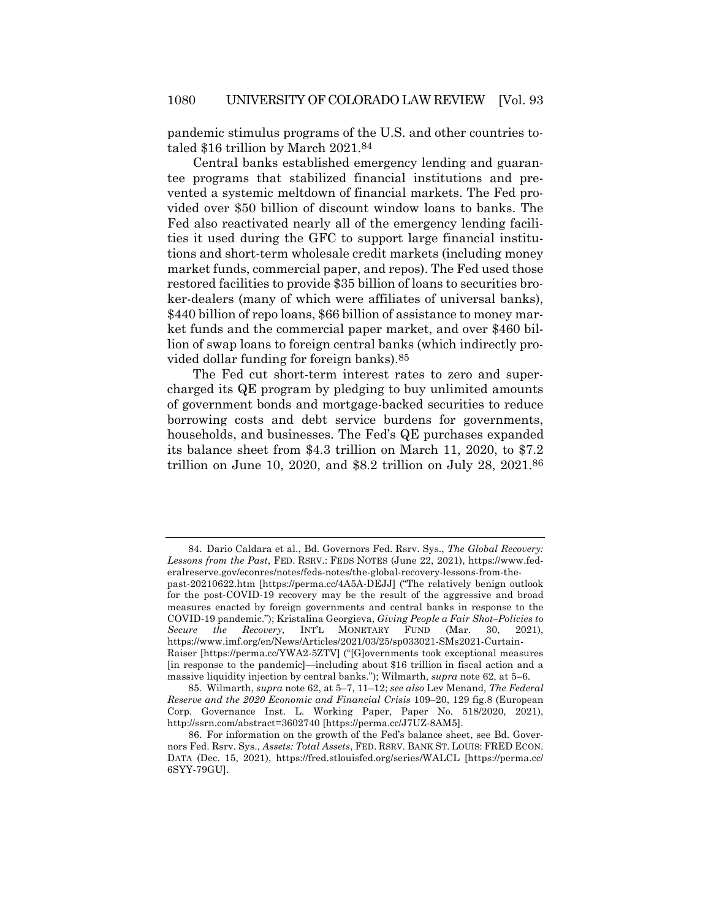pandemic stimulus programs of the U.S. and other countries totaled $16 trillion by March 2021.[84]

Central banks established emergency lending and guarantee programs that stabilized financial institutions and prevented a systemic meltdown of financial markets. The Fed provided over $50 billion of discount window loans to banks. The Fed also reactivated nearly all of the emergency lending facilities it used during the GFC to support large financial institutions and short-term wholesale credit markets (including money market funds, commercial paper, and repos). The Fed used those restored facilities to provide $35 billion of loans to securities broker-dealers (many of which were affiliates of universal banks), $440 billion of repo loans, $66 billion of assistance to money market funds and the commercial paper market, and over $460 billion of swap loans to foreign central banks (which indirectly provided dollar funding for foreign banks).[85]

The Fed cut short-term interest rates to zero and supercharged its QE program by pledging to buy unlimited amounts of government bonds and mortgage-backed securities to reduce borrowing costs and debt service burdens for governments, households, and businesses. The Fed's QE purchases expanded its balance sheet from $4.3 trillion on March 11, 2020, to $7.2 trillion on June 10, 2020, and $8.2 trillion on July 28, 2021.[86]

---

84. Dario Caldara et al., Bd. Governors Fed. Rsrv. Sys., *The Global Recovery: Lessons from the Past*, FED. RSRV.: FEDS NOTES (June 22, 2021), https://www.federalreserve.gov/econres/notes/feds-notes/the-global-recovery-lessons-from-the-past-20210622.htm [https://perma.cc/4A5A-DEJJ] ("The relatively benign outlook for the post-COVID-19 recovery may be the result of the aggressive and broad measures enacted by foreign governments and central banks in response to the COVID-19 pandemic."); Kristalina Georgieva, *Giving People a Fair Shot–Policies to Secure the Recovery*, INT'L MONETARY FUND (Mar. 30, 2021), https://www.imf.org/en/News/Articles/2021/03/25/sp033021-SMs2021-Curtain-Raiser [https://perma.cc/YWA2-5ZTV] ("[G]overnments took exceptional measures [in response to the pandemic]—including about $16 trillion in fiscal action and a massive liquidity injection by central banks."); Wilmarth, *supra* note 62, at 5–6.

85. Wilmarth, *supra* note 62, at 5–7, 11–12; *see also* Lev Menand, *The Federal Reserve and the 2020 Economic and Financial Crisis* 109–20, 129 fig.8 (European Corp. Governance Inst. L. Working Paper, Paper No. 518/2020, 2021), http://ssrn.com/abstract=3602740 [https://perma.cc/J7UZ-8AM5].

86. For information on the growth of the Fed's balance sheet, see Bd. Governors Fed. Rsrv. Sys., *Assets: Total Assets*, FED. RSRV. BANK ST. LOUIS: FRED ECON. DATA (Dec. 15, 2021), https://fred.stlouisfed.org/series/WALCL [https://perma.cc/6SYY-79GU].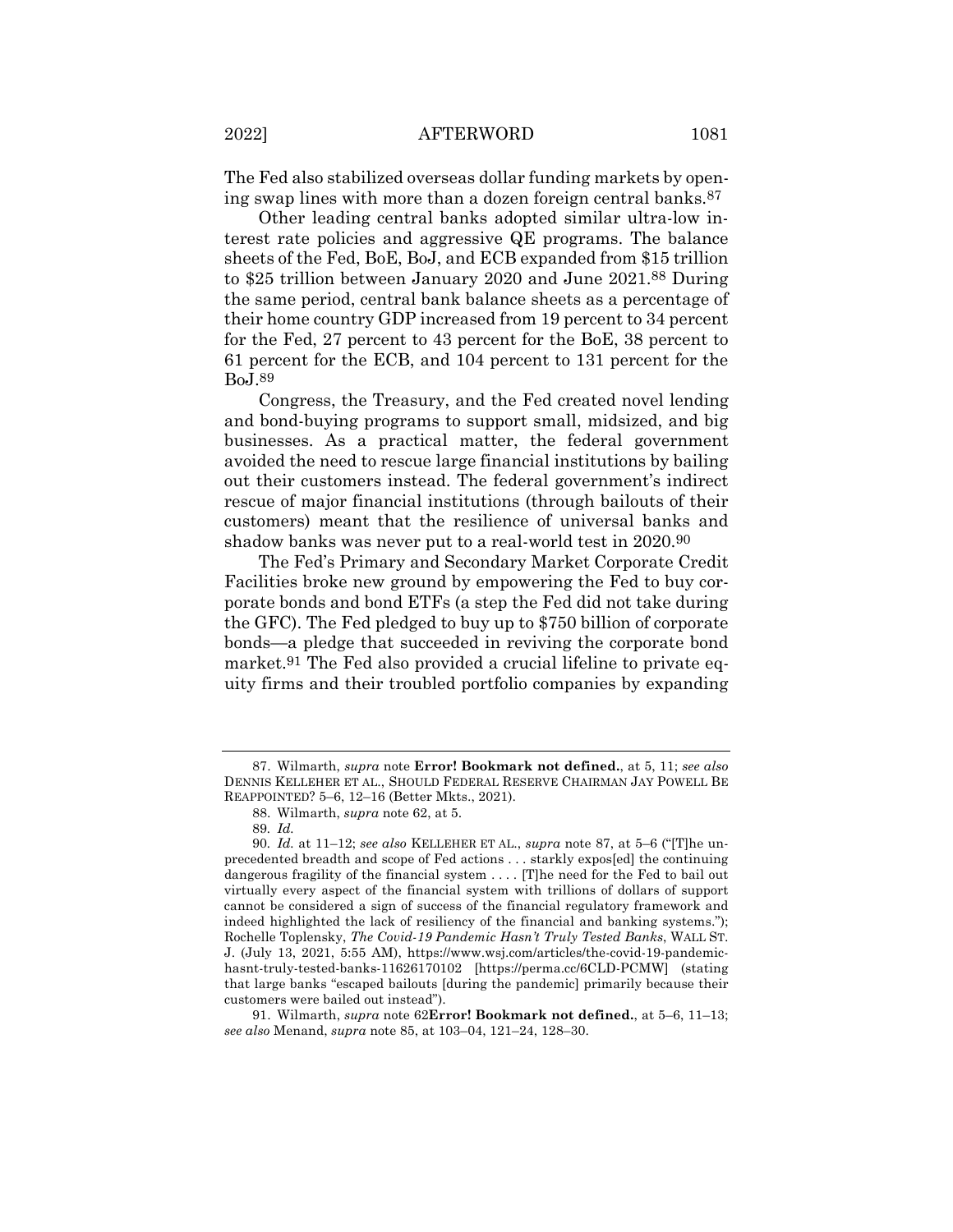The Fed also stabilized overseas dollar funding markets by opening swap lines with more than a dozen foreign central banks.[87]

Other leading central banks adopted similar ultra-low interest rate policies and aggressive QE programs. The balance sheets of the Fed, BoE, BoJ, and ECB expanded from $15 trillion to $25 trillion between January 2020 and June 2021.[88] During the same period, central bank balance sheets as a percentage of their home country GDP increased from 19 percent to 34 percent for the Fed, 27 percent to 43 percent for the BoE, 38 percent to 61 percent for the ECB, and 104 percent to 131 percent for the BoJ.[89]

Congress, the Treasury, and the Fed created novel lending and bond-buying programs to support small, midsized, and big businesses. As a practical matter, the federal government avoided the need to rescue large financial institutions by bailing out their customers instead. The federal government's indirect rescue of major financial institutions (through bailouts of their customers) meant that the resilience of universal banks and shadow banks was never put to a real-world test in 2020.[90]

The Fed's Primary and Secondary Market Corporate Credit Facilities broke new ground by empowering the Fed to buy corporate bonds and bond ETFs (a step the Fed did not take during the GFC). The Fed pledged to buy up to $750 billion of corporate bonds—a pledge that succeeded in reviving the corporate bond market.[91] The Fed also provided a crucial lifeline to private equity firms and their troubled portfolio companies by expanding

---

87. Wilmarth, *supra* note **Error! Bookmark not defined.**, at 5, 11; *see also* DENNIS KELLEHER ET AL., SHOULD FEDERAL RESERVE CHAIRMAN JAY POWELL BE REAPPOINTED? 5–6, 12–16 (Better Mkts., 2021).

88. Wilmarth, *supra* note 62, at 5.

89. *Id.*

90. *Id.* at 11–12; *see also* KELLEHER ET AL., *supra* note 87, at 5–6 ("[T]he unprecedented breadth and scope of Fed actions . . . starkly expos[ed] the continuing dangerous fragility of the financial system . . . . [T]he need for the Fed to bail out virtually every aspect of the financial system with trillions of dollars of support cannot be considered a sign of success of the financial regulatory framework and indeed highlighted the lack of resiliency of the financial and banking systems."); Rochelle Toplensky, *The Covid-19 Pandemic Hasn't Truly Tested Banks*, WALL ST. J. (July 13, 2021, 5:55 AM), https://www.wsj.com/articles/the-covid-19-pandemic-hasnt-truly-tested-banks-11626170102 [https://perma.cc/6CLD-PCMW] (stating that large banks "escaped bailouts [during the pandemic] primarily because their customers were bailed out instead").

91. Wilmarth, *supra* note 62**Error! Bookmark not defined.**, at 5–6, 11–13; *see also* Menand, *supra* note 85, at 103–04, 121–24, 128–30.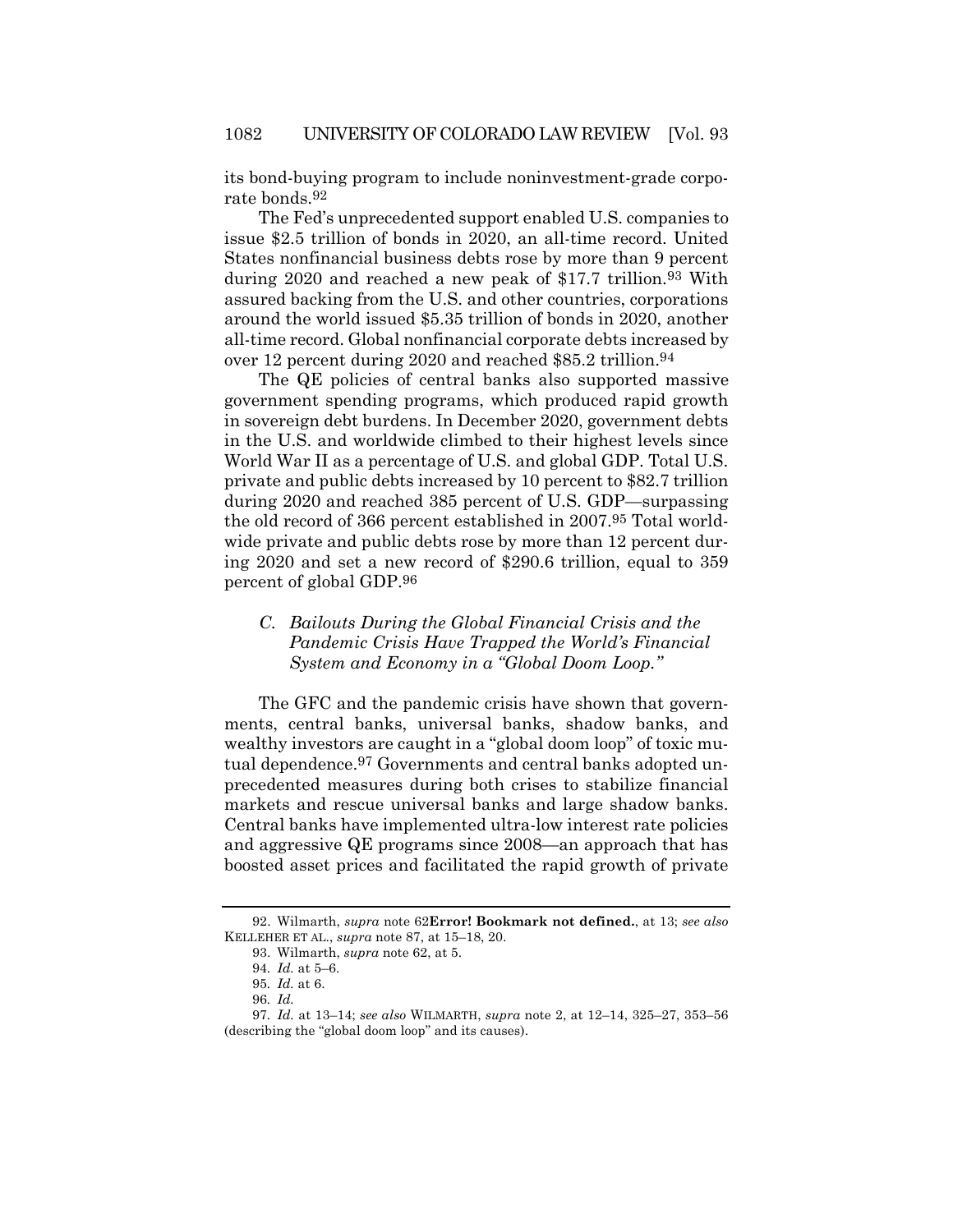its bond-buying program to include noninvestment-grade corporate bonds.[92]

The Fed's unprecedented support enabled U.S. companies to issue $2.5 trillion of bonds in 2020, an all-time record. United States nonfinancial business debts rose by more than 9 percent during 2020 and reached a new peak of $17.7 trillion.[93] With assured backing from the U.S. and other countries, corporations around the world issued $5.35 trillion of bonds in 2020, another all-time record. Global nonfinancial corporate debts increased by over 12 percent during 2020 and reached $85.2 trillion.[94]

The QE policies of central banks also supported massive government spending programs, which produced rapid growth in sovereign debt burdens. In December 2020, government debts in the U.S. and worldwide climbed to their highest levels since World War II as a percentage of U.S. and global GDP. Total U.S. private and public debts increased by 10 percent to $82.7 trillion during 2020 and reached 385 percent of U.S. GDP—surpassing the old record of 366 percent established in 2007.[95] Total worldwide private and public debts rose by more than 12 percent during 2020 and set a new record of $290.6 trillion, equal to 359 percent of global GDP.[96]

### *C. Bailouts During the Global Financial Crisis and the Pandemic Crisis Have Trapped the World's Financial System and Economy in a "Global Doom Loop."*

The GFC and the pandemic crisis have shown that governments, central banks, universal banks, shadow banks, and wealthy investors are caught in a "global doom loop" of toxic mutual dependence.[97] Governments and central banks adopted unprecedented measures during both crises to stabilize financial markets and rescue universal banks and large shadow banks. Central banks have implemented ultra-low interest rate policies and aggressive QE programs since 2008—an approach that has boosted asset prices and facilitated the rapid growth of private

---

92. Wilmarth, *supra* note 62**Error! Bookmark not defined.**, at 13; *see also* KELLEHER ET AL., *supra* note 87, at 15–18, 20.

93. Wilmarth, *supra* note 62, at 5.

94. *Id.* at 5–6.

95. *Id.* at 6.

96. *Id.*

97. *Id.* at 13–14; *see also* WILMARTH, *supra* note 2, at 12–14, 325–27, 353–56 (describing the "global doom loop" and its causes).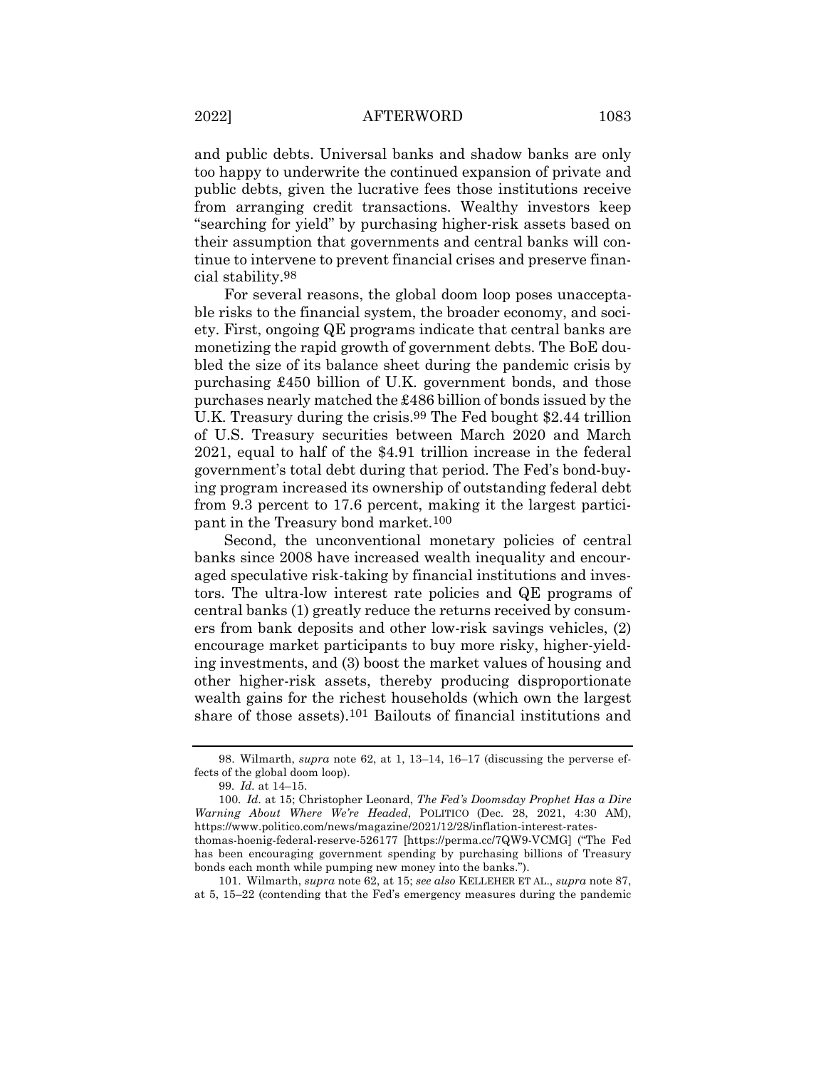and public debts. Universal banks and shadow banks are only too happy to underwrite the continued expansion of private and public debts, given the lucrative fees those institutions receive from arranging credit transactions. Wealthy investors keep "searching for yield" by purchasing higher-risk assets based on their assumption that governments and central banks will continue to intervene to prevent financial crises and preserve financial stability.[98]

For several reasons, the global doom loop poses unacceptable risks to the financial system, the broader economy, and society. First, ongoing QE programs indicate that central banks are monetizing the rapid growth of government debts. The BoE doubled the size of its balance sheet during the pandemic crisis by purchasing £450 billion of U.K. government bonds, and those purchases nearly matched the £486 billion of bonds issued by the U.K. Treasury during the crisis.[99] The Fed bought $2.44 trillion of U.S. Treasury securities between March 2020 and March 2021, equal to half of the $4.91 trillion increase in the federal government's total debt during that period. The Fed's bond-buying program increased its ownership of outstanding federal debt from 9.3 percent to 17.6 percent, making it the largest participant in the Treasury bond market.[100]

Second, the unconventional monetary policies of central banks since 2008 have increased wealth inequality and encouraged speculative risk-taking by financial institutions and investors. The ultra-low interest rate policies and QE programs of central banks (1) greatly reduce the returns received by consumers from bank deposits and other low-risk savings vehicles, (2) encourage market participants to buy more risky, higher-yielding investments, and (3) boost the market values of housing and other higher-risk assets, thereby producing disproportionate wealth gains for the richest households (which own the largest share of those assets).[101] Bailouts of financial institutions and

---

98. Wilmarth, *supra* note 62, at 1, 13–14, 16–17 (discussing the perverse effects of the global doom loop).

99. *Id.* at 14–15.

100. *Id.* at 15; Christopher Leonard, *The Fed's Doomsday Prophet Has a Dire Warning About Where We're Headed*, POLITICO (Dec. 28, 2021, 4:30 AM), https://www.politico.com/news/magazine/2021/12/28/inflation-interest-rates-thomas-hoenig-federal-reserve-526177 [https://perma.cc/7QW9-VCMG] ("The Fed has been encouraging government spending by purchasing billions of Treasury bonds each month while pumping new money into the banks.").

101. Wilmarth, *supra* note 62, at 15; *see also* KELLEHER ET AL., *supra* note 87, at 5, 15–22 (contending that the Fed's emergency measures during the pandemic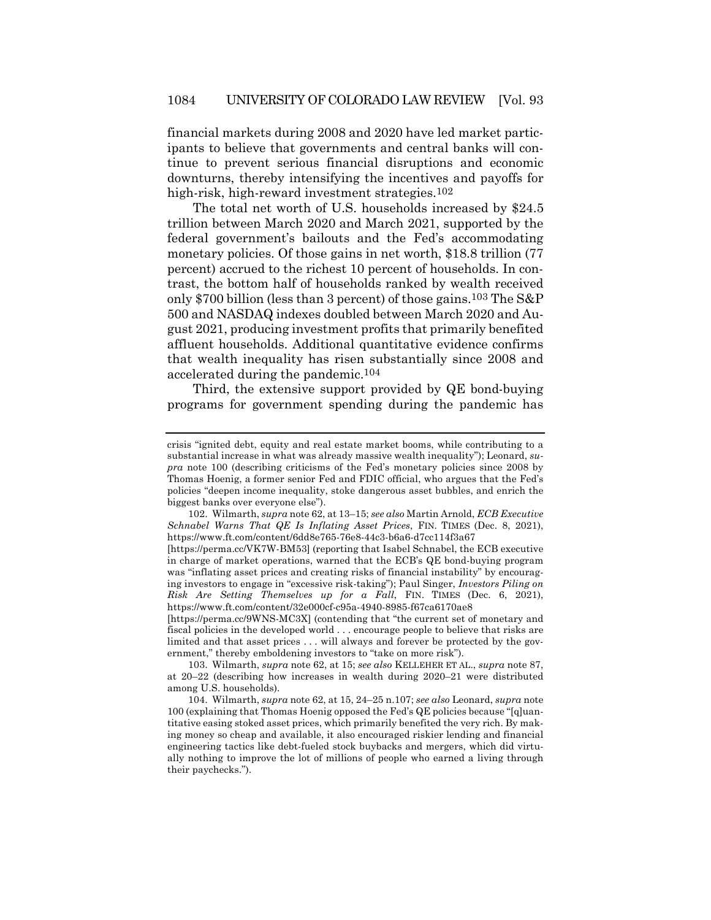financial markets during 2008 and 2020 have led market participants to believe that governments and central banks will continue to prevent serious financial disruptions and economic downturns, thereby intensifying the incentives and payoffs for high-risk, high-reward investment strategies.[102]

The total net worth of U.S. households increased by $24.5 trillion between March 2020 and March 2021, supported by the federal government's bailouts and the Fed's accommodating monetary policies. Of those gains in net worth, $18.8 trillion (77 percent) accrued to the richest 10 percent of households. In contrast, the bottom half of households ranked by wealth received only $700 billion (less than 3 percent) of those gains.[103] The S&P 500 and NASDAQ indexes doubled between March 2020 and August 2021, producing investment profits that primarily benefited affluent households. Additional quantitative evidence confirms that wealth inequality has risen substantially since 2008 and accelerated during the pandemic.[104]

Third, the extensive support provided by QE bond-buying programs for government spending during the pandemic has

---

crisis "ignited debt, equity and real estate market booms, while contributing to a substantial increase in what was already massive wealth inequality"); Leonard, *supra* note 100 (describing criticisms of the Fed's monetary policies since 2008 by Thomas Hoenig, a former senior Fed and FDIC official, who argues that the Fed's policies "deepen income inequality, stoke dangerous asset bubbles, and enrich the biggest banks over everyone else").

102. Wilmarth, *supra* note 62, at 13–15; *see also* Martin Arnold, *ECB Executive Schnabel Warns That QE Is Inflating Asset Prices*, FIN. TIMES (Dec. 8, 2021), https://www.ft.com/content/6dd8e765-76e8-44c3-b6a6-d7cc114f3a67 [https://perma.cc/VK7W-BM53] (reporting that Isabel Schnabel, the ECB executive in charge of market operations, warned that the ECB's QE bond-buying program was "inflating asset prices and creating risks of financial instability" by encouraging investors to engage in "excessive risk-taking"); Paul Singer, *Investors Piling on Risk Are Setting Themselves up for a Fall*, FIN. TIMES (Dec. 6, 2021), https://www.ft.com/content/32e000cf-c95a-4940-8985-f67ca6170ae8 [https://perma.cc/9WNS-MC3X] (contending that "the current set of monetary and fiscal policies in the developed world . . . encourage people to believe that risks are limited and that asset prices . . . will always and forever be protected by the government," thereby emboldening investors to "take on more risk").

103. Wilmarth, *supra* note 62, at 15; *see also* KELLEHER ET AL., *supra* note 87, at 20–22 (describing how increases in wealth during 2020–21 were distributed among U.S. households).

104. Wilmarth, *supra* note 62, at 15, 24–25 n.107; *see also* Leonard, *supra* note 100 (explaining that Thomas Hoenig opposed the Fed's QE policies because "[q]uantitative easing stoked asset prices, which primarily benefited the very rich. By making money so cheap and available, it also encouraged riskier lending and financial engineering tactics like debt-fueled stock buybacks and mergers, which did virtually nothing to improve the lot of millions of people who earned a living through their paychecks.").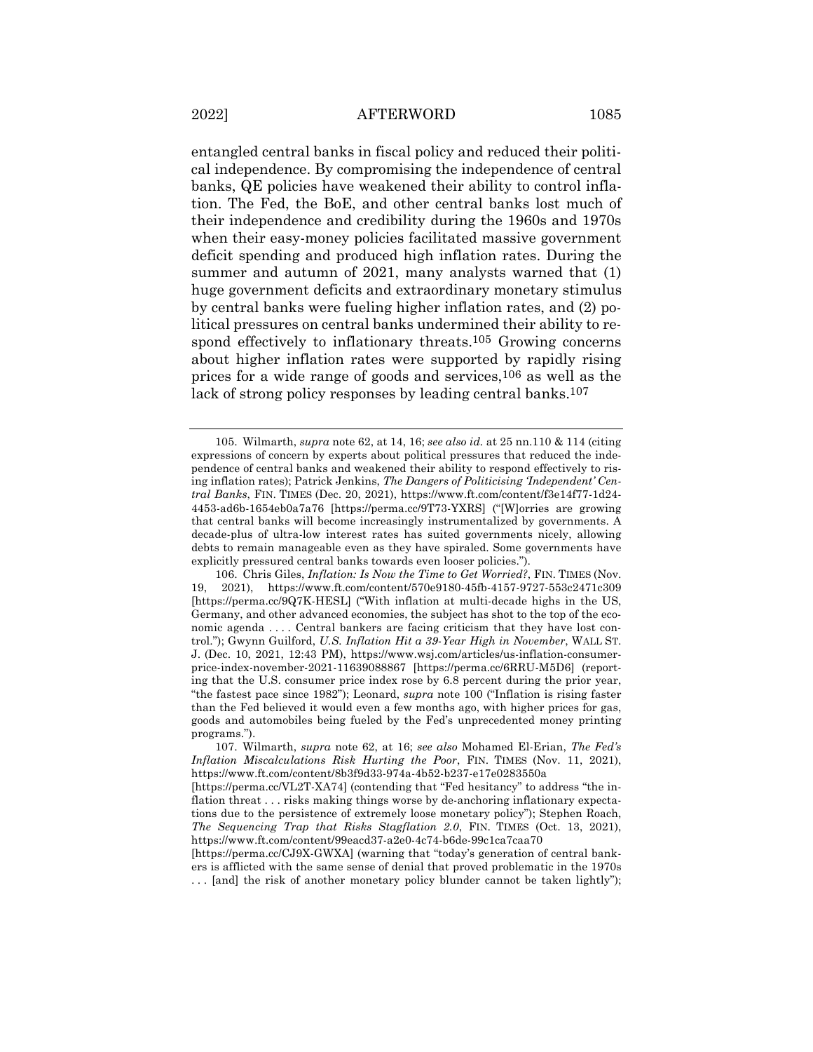entangled central banks in fiscal policy and reduced their political independence. By compromising the independence of central banks, QE policies have weakened their ability to control inflation. The Fed, the BoE, and other central banks lost much of their independence and credibility during the 1960s and 1970s when their easy-money policies facilitated massive government deficit spending and produced high inflation rates. During the summer and autumn of 2021, many analysts warned that (1) huge government deficits and extraordinary monetary stimulus by central banks were fueling higher inflation rates, and (2) political pressures on central banks undermined their ability to respond effectively to inflationary threats.[105] Growing concerns about higher inflation rates were supported by rapidly rising prices for a wide range of goods and services,[106] as well as the lack of strong policy responses by leading central banks.[107]

---

105. Wilmarth, *supra* note 62, at 14, 16; *see also id.* at 25 nn.110 & 114 (citing expressions of concern by experts about political pressures that reduced the independence of central banks and weakened their ability to respond effectively to rising inflation rates); Patrick Jenkins, *The Dangers of Politicising 'Independent' Central Banks*, FIN. TIMES (Dec. 20, 2021), https://www.ft.com/content/f3e14f77-1d24-4453-ad6b-1654eb0a7a76 [https://perma.cc/9T73-YXRS] ("[W]orries are growing that central banks will become increasingly instrumentalized by governments. A decade-plus of ultra-low interest rates has suited governments nicely, allowing debts to remain manageable even as they have spiraled. Some governments have explicitly pressured central banks towards even looser policies.").

106. Chris Giles, *Inflation: Is Now the Time to Get Worried?*, FIN. TIMES (Nov. 19, 2021), https://www.ft.com/content/570e9180-45fb-4157-9727-553c2471c309 [https://perma.cc/9Q7K-HESL] ("With inflation at multi-decade highs in the US, Germany, and other advanced economies, the subject has shot to the top of the economic agenda . . . . Central bankers are facing criticism that they have lost control."); Gwynn Guilford, *U.S. Inflation Hit a 39-Year High in November*, WALL ST. J. (Dec. 10, 2021, 12:43 PM), https://www.wsj.com/articles/us-inflation-consumer-price-index-november-2021-11639088867 [https://perma.cc/6RRU-M5D6] (reporting that the U.S. consumer price index rose by 6.8 percent during the prior year, "the fastest pace since 1982"); Leonard, *supra* note 100 ("Inflation is rising faster than the Fed believed it would even a few months ago, with higher prices for gas, goods and automobiles being fueled by the Fed's unprecedented money printing programs.").

107. Wilmarth, *supra* note 62, at 16; *see also* Mohamed El-Erian, *The Fed's Inflation Miscalculations Risk Hurting the Poor*, FIN. TIMES (Nov. 11, 2021), https://www.ft.com/content/8b3f9d33-974a-4b52-b237-e17e0283550a [https://perma.cc/VL2T-XA74] (contending that "Fed hesitancy" to address "the inflation threat . . . risks making things worse by de-anchoring inflationary expectations due to the persistence of extremely loose monetary policy"); Stephen Roach, *The Sequencing Trap that Risks Stagflation 2.0*, FIN. TIMES (Oct. 13, 2021), https://www.ft.com/content/99eacd37-a2e0-4c74-b6de-99c1ca7caa70 [https://perma.cc/CJ9X-GWXA] (warning that "today's generation of central bankers is afflicted with the same sense of denial that proved problematic in the 1970s . . . [and] the risk of another monetary policy blunder cannot be taken lightly");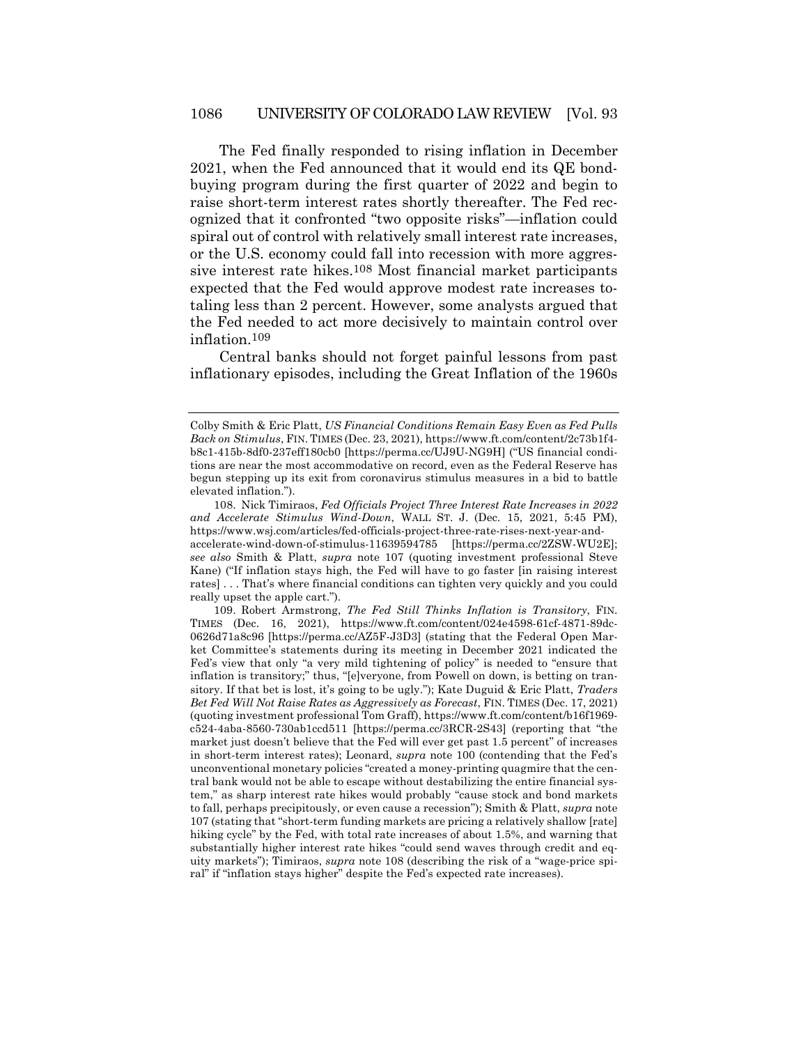The Fed finally responded to rising inflation in December 2021, when the Fed announced that it would end its QE bond-buying program during the first quarter of 2022 and begin to raise short-term interest rates shortly thereafter. The Fed recognized that it confronted "two opposite risks"—inflation could spiral out of control with relatively small interest rate increases, or the U.S. economy could fall into recession with more aggressive interest rate hikes.[108] Most financial market participants expected that the Fed would approve modest rate increases totaling less than 2 percent. However, some analysts argued that the Fed needed to act more decisively to maintain control over inflation.[109]

Central banks should not forget painful lessons from past inflationary episodes, including the Great Inflation of the 1960s

---

Colby Smith & Eric Platt, *US Financial Conditions Remain Easy Even as Fed Pulls Back on Stimulus*, FIN. TIMES (Dec. 23, 2021), https://www.ft.com/content/2c73b1f4-b8c1-415b-8df0-237eff180cb0 [https://perma.cc/UJ9U-NG9H] ("US financial conditions are near the most accommodative on record, even as the Federal Reserve has begun stepping up its exit from coronavirus stimulus measures in a bid to battle elevated inflation.").

108. Nick Timiraos, *Fed Officials Project Three Interest Rate Increases in 2022 and Accelerate Stimulus Wind-Down*, WALL ST. J. (Dec. 15, 2021, 5:45 PM), https://www.wsj.com/articles/fed-officials-project-three-rate-rises-next-year-and-accelerate-wind-down-of-stimulus-11639594785 [https://perma.cc/2ZSW-WU2E]; *see also* Smith & Platt, *supra* note 107 (quoting investment professional Steve Kane) ("If inflation stays high, the Fed will have to go faster [in raising interest rates] . . . That's where financial conditions can tighten very quickly and you could really upset the apple cart.").

109. Robert Armstrong, *The Fed Still Thinks Inflation is Transitory*, FIN. TIMES (Dec. 16, 2021), https://www.ft.com/content/024e4598-61cf-4871-89dc-0626d71a8c96 [https://perma.cc/AZ5F-J3D3] (stating that the Federal Open Market Committee's statements during its meeting in December 2021 indicated the Fed's view that only "a very mild tightening of policy" is needed to "ensure that inflation is transitory;" thus, "[e]veryone, from Powell on down, is betting on transitory. If that bet is lost, it's going to be ugly."); Kate Duguid & Eric Platt, *Traders Bet Fed Will Not Raise Rates as Aggressively as Forecast*, FIN. TIMES (Dec. 17, 2021) (quoting investment professional Tom Graff), https://www.ft.com/content/b16f1969-c524-4aba-8560-730ab1ccd511 [https://perma.cc/3RCR-2S43] (reporting that "the market just doesn't believe that the Fed will ever get past 1.5 percent" of increases in short-term interest rates); Leonard, *supra* note 100 (contending that the Fed's unconventional monetary policies "created a money-printing quagmire that the central bank would not be able to escape without destabilizing the entire financial system," as sharp interest rate hikes would probably "cause stock and bond markets to fall, perhaps precipitously, or even cause a recession"); Smith & Platt, *supra* note 107 (stating that "short-term funding markets are pricing a relatively shallow [rate] hiking cycle" by the Fed, with total rate increases of about 1.5%, and warning that substantially higher interest rate hikes "could send waves through credit and equity markets"); Timiraos, *supra* note 108 (describing the risk of a "wage-price spiral" if "inflation stays higher" despite the Fed's expected rate increases).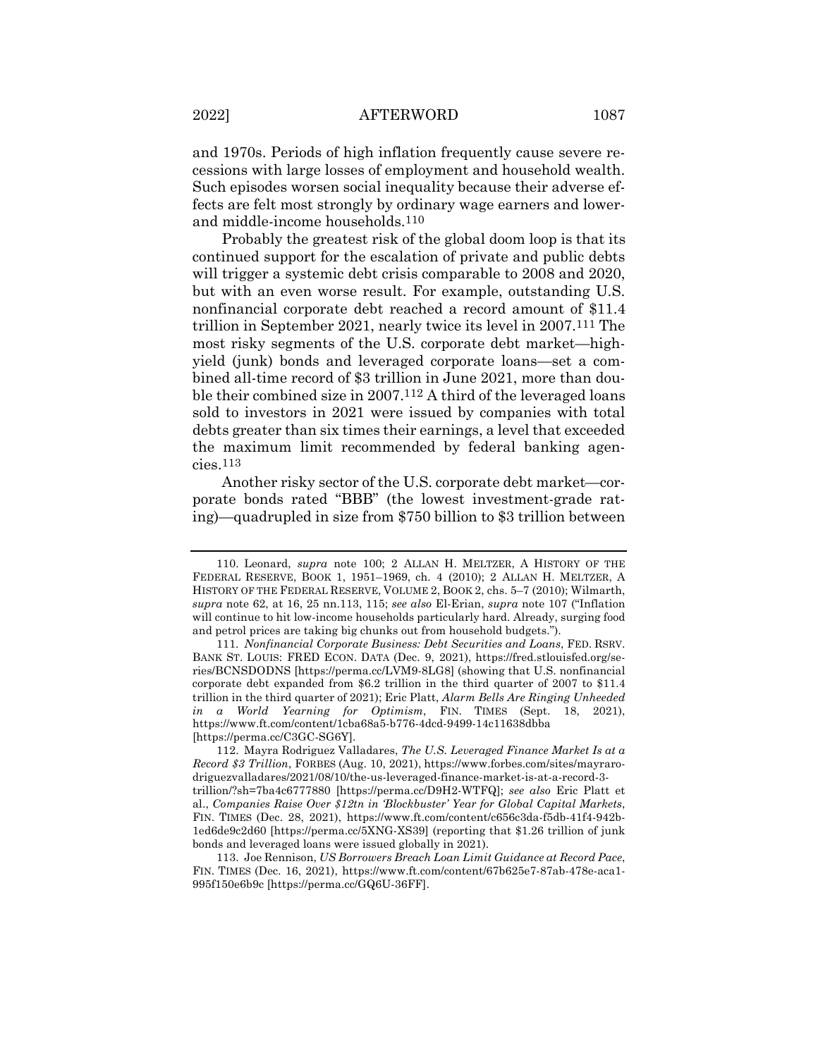and 1970s. Periods of high inflation frequently cause severe recessions with large losses of employment and household wealth. Such episodes worsen social inequality because their adverse effects are felt most strongly by ordinary wage earners and lower- and middle-income households.[110]

Probably the greatest risk of the global doom loop is that its continued support for the escalation of private and public debts will trigger a systemic debt crisis comparable to 2008 and 2020, but with an even worse result. For example, outstanding U.S. nonfinancial corporate debt reached a record amount of $11.4 trillion in September 2021, nearly twice its level in 2007.[111] The most risky segments of the U.S. corporate debt market—high-yield (junk) bonds and leveraged corporate loans—set a combined all-time record of $3 trillion in June 2021, more than double their combined size in 2007.[112] A third of the leveraged loans sold to investors in 2021 were issued by companies with total debts greater than six times their earnings, a level that exceeded the maximum limit recommended by federal banking agencies.[113]

Another risky sector of the U.S. corporate debt market—corporate bonds rated "BBB" (the lowest investment-grade rating)—quadrupled in size from $750 billion to $3 trillion between

---

110. Leonard, *supra* note 100; 2 ALLAN H. MELTZER, A HISTORY OF THE FEDERAL RESERVE, BOOK 1, 1951–1969, ch. 4 (2010); 2 ALLAN H. MELTZER, A HISTORY OF THE FEDERAL RESERVE, VOLUME 2, BOOK 2, chs. 5–7 (2010); Wilmarth, *supra* note 62, at 16, 25 nn.113, 115; *see also* El-Erian, *supra* note 107 ("Inflation will continue to hit low-income households particularly hard. Already, surging food and petrol prices are taking big chunks out from household budgets.").

111. *Nonfinancial Corporate Business: Debt Securities and Loans*, FED. RSRV. BANK ST. LOUIS: FRED ECON. DATA (Dec. 9, 2021), https://fred.stlouisfed.org/series/BCNSDODNS [https://perma.cc/LVM9-8LG8] (showing that U.S. nonfinancial corporate debt expanded from $6.2 trillion in the third quarter of 2007 to $11.4 trillion in the third quarter of 2021); Eric Platt, *Alarm Bells Are Ringing Unheeded in a World Yearning for Optimism*, FIN. TIMES (Sept. 18, 2021), https://www.ft.com/content/1cba68a5-b776-4dcd-9499-14c11638dbba [https://perma.cc/C3GC-SG6Y].

112. Mayra Rodriguez Valladares, *The U.S. Leveraged Finance Market Is at a Record $3 Trillion*, FORBES (Aug. 10, 2021), https://www.forbes.com/sites/mayrarodriguezvalladares/2021/08/10/the-us-leveraged-finance-market-is-at-a-record-3-trillion/?sh=7ba4c6777880 [https://perma.cc/D9H2-WTFQ]; *see also* Eric Platt et al., *Companies Raise Over $12tn in 'Blockbuster' Year for Global Capital Markets*, FIN. TIMES (Dec. 28, 2021), https://www.ft.com/content/c656c3da-f5db-41f4-942b-1ed6de9c2d60 [https://perma.cc/5XNG-XS39] (reporting that $1.26 trillion of junk bonds and leveraged loans were issued globally in 2021).

113. Joe Rennison, *US Borrowers Breach Loan Limit Guidance at Record Pace*, FIN. TIMES (Dec. 16, 2021), https://www.ft.com/content/67b625e7-87ab-478e-aca1-995f150e6b9c [https://perma.cc/GQ6U-36FF].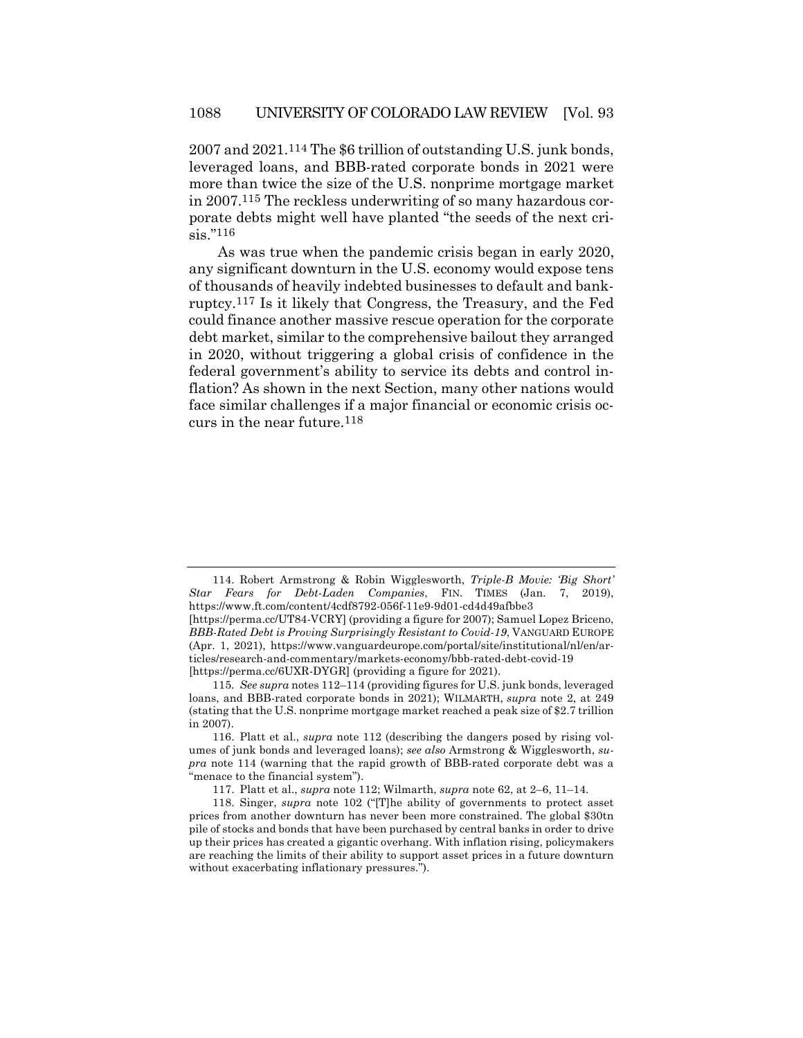2007 and 2021.[114] The $6 trillion of outstanding U.S. junk bonds, leveraged loans, and BBB-rated corporate bonds in 2021 were more than twice the size of the U.S. nonprime mortgage market in 2007.[115] The reckless underwriting of so many hazardous corporate debts might well have planted "the seeds of the next crisis."[116]

As was true when the pandemic crisis began in early 2020, any significant downturn in the U.S. economy would expose tens of thousands of heavily indebted businesses to default and bankruptcy.[117] Is it likely that Congress, the Treasury, and the Fed could finance another massive rescue operation for the corporate debt market, similar to the comprehensive bailout they arranged in 2020, without triggering a global crisis of confidence in the federal government's ability to service its debts and control inflation? As shown in the next Section, many other nations would face similar challenges if a major financial or economic crisis occurs in the near future.[118]

---

114. Robert Armstrong & Robin Wigglesworth, *Triple-B Movie: 'Big Short' Star Fears for Debt-Laden Companies*, FIN. TIMES (Jan. 7, 2019), https://www.ft.com/content/4cdf8792-056f-11e9-9d01-cd4d49afbbe3 [https://perma.cc/UT84-VCRY] (providing a figure for 2007); Samuel Lopez Briceno, *BBB-Rated Debt is Proving Surprisingly Resistant to Covid-19*, VANGUARD EUROPE (Apr. 1, 2021), https://www.vanguardeurope.com/portal/site/institutional/nl/en/articles/research-and-commentary/markets-economy/bbb-rated-debt-covid-19 [https://perma.cc/6UXR-DYGR] (providing a figure for 2021).

115. *See supra* notes 112–114 (providing figures for U.S. junk bonds, leveraged loans, and BBB-rated corporate bonds in 2021); WILMARTH, *supra* note 2, at 249 (stating that the U.S. nonprime mortgage market reached a peak size of $2.7 trillion in 2007).

116. Platt et al., *supra* note 112 (describing the dangers posed by rising volumes of junk bonds and leveraged loans); *see also* Armstrong & Wigglesworth, *supra* note 114 (warning that the rapid growth of BBB-rated corporate debt was a "menace to the financial system").

117. Platt et al., *supra* note 112; Wilmarth, *supra* note 62, at 2–6, 11–14.

118. Singer, *supra* note 102 ("[T]he ability of governments to protect asset prices from another downturn has never been more constrained. The global $30tn pile of stocks and bonds that have been purchased by central banks in order to drive up their prices has created a gigantic overhang. With inflation rising, policymakers are reaching the limits of their ability to support asset prices in a future downturn without exacerbating inflationary pressures.").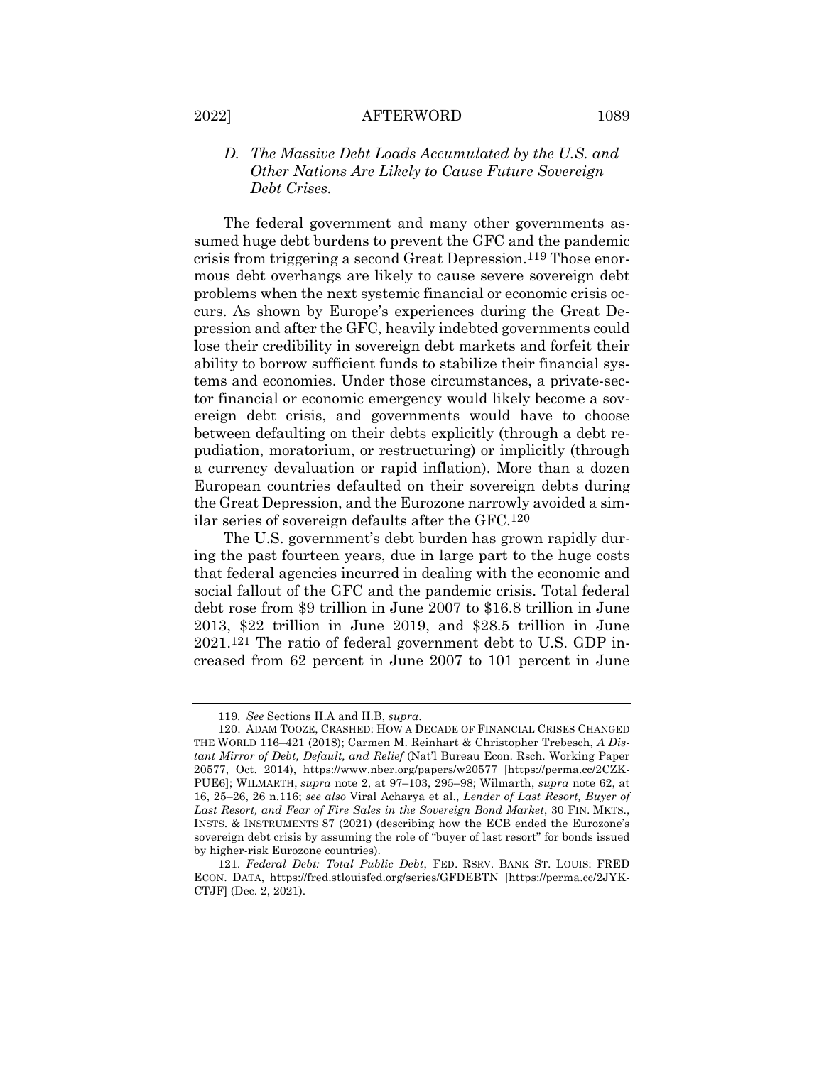### *D. The Massive Debt Loads Accumulated by the U.S. and Other Nations Are Likely to Cause Future Sovereign Debt Crises.*

The federal government and many other governments assumed huge debt burdens to prevent the GFC and the pandemic crisis from triggering a second Great Depression.[119] Those enormous debt overhangs are likely to cause severe sovereign debt problems when the next systemic financial or economic crisis occurs. As shown by Europe's experiences during the Great Depression and after the GFC, heavily indebted governments could lose their credibility in sovereign debt markets and forfeit their ability to borrow sufficient funds to stabilize their financial systems and economies. Under those circumstances, a private-sector financial or economic emergency would likely become a sovereign debt crisis, and governments would have to choose between defaulting on their debts explicitly (through a debt repudiation, moratorium, or restructuring) or implicitly (through a currency devaluation or rapid inflation). More than a dozen European countries defaulted on their sovereign debts during the Great Depression, and the Eurozone narrowly avoided a similar series of sovereign defaults after the GFC.[120]

The U.S. government's debt burden has grown rapidly during the past fourteen years, due in large part to the huge costs that federal agencies incurred in dealing with the economic and social fallout of the GFC and the pandemic crisis. Total federal debt rose from $9 trillion in June 2007 to $16.8 trillion in June 2013, $22 trillion in June 2019, and $28.5 trillion in June 2021.[121] The ratio of federal government debt to U.S. GDP increased from 62 percent in June 2007 to 101 percent in June

---

119. *See* Sections II.A and II.B, *supra*.

120. ADAM TOOZE, CRASHED: HOW A DECADE OF FINANCIAL CRISES CHANGED THE WORLD 116–421 (2018); Carmen M. Reinhart & Christopher Trebesch, *A Distant Mirror of Debt, Default, and Relief* (Nat'l Bureau Econ. Rsch. Working Paper 20577, Oct. 2014), https://www.nber.org/papers/w20577 [https://perma.cc/2CZK-PUE6]; WILMARTH, *supra* note 2, at 97–103, 295–98; Wilmarth, *supra* note 62, at 16, 25–26, 26 n.116; *see also* Viral Acharya et al., *Lender of Last Resort, Buyer of Last Resort, and Fear of Fire Sales in the Sovereign Bond Market*, 30 FIN. MKTS., INSTS. & INSTRUMENTS 87 (2021) (describing how the ECB ended the Eurozone's sovereign debt crisis by assuming the role of "buyer of last resort" for bonds issued by higher-risk Eurozone countries).

121. *Federal Debt: Total Public Debt*, FED. RSRV. BANK ST. LOUIS: FRED ECON. DATA, https://fred.stlouisfed.org/series/GFDEBTN [https://perma.cc/2JYK-CTJF] (Dec. 2, 2021).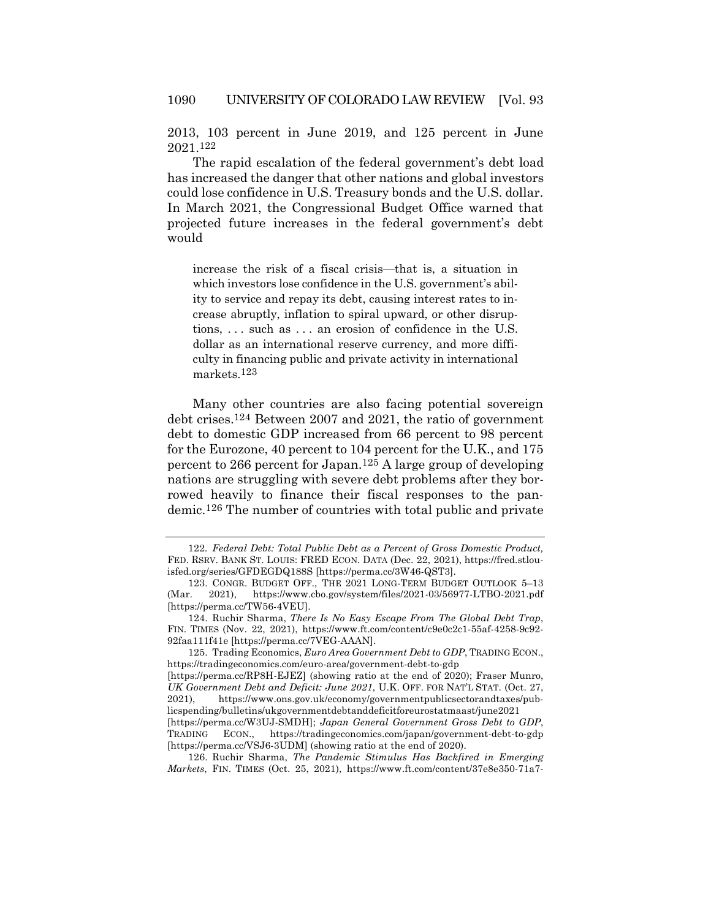2013, 103 percent in June 2019, and 125 percent in June 2021.[122]

The rapid escalation of the federal government's debt load has increased the danger that other nations and global investors could lose confidence in U.S. Treasury bonds and the U.S. dollar. In March 2021, the Congressional Budget Office warned that projected future increases in the federal government's debt would

> increase the risk of a fiscal crisis—that is, a situation in which investors lose confidence in the U.S. government's ability to service and repay its debt, causing interest rates to increase abruptly, inflation to spiral upward, or other disruptions, . . . such as . . . an erosion of confidence in the U.S. dollar as an international reserve currency, and more difficulty in financing public and private activity in international markets.[123]

Many other countries are also facing potential sovereign debt crises.[124] Between 2007 and 2021, the ratio of government debt to domestic GDP increased from 66 percent to 98 percent for the Eurozone, 40 percent to 104 percent for the U.K., and 175 percent to 266 percent for Japan.[125] A large group of developing nations are struggling with severe debt problems after they borrowed heavily to finance their fiscal responses to the pandemic.[126] The number of countries with total public and private

---

122. *Federal Debt: Total Public Debt as a Percent of Gross Domestic Product,* FED. RSRV. BANK ST. LOUIS: FRED ECON. DATA (Dec. 22, 2021), https://fred.stlouisfed.org/series/GFDEGDQ188S [https://perma.cc/3W46-QST3].

123. CONGR. BUDGET OFF., THE 2021 LONG-TERM BUDGET OUTLOOK 5–13 (Mar. 2021), https://www.cbo.gov/system/files/2021-03/56977-LTBO-2021.pdf [https://perma.cc/TW56-4VEU].

124. Ruchir Sharma, *There Is No Easy Escape From The Global Debt Trap*, FIN. TIMES (Nov. 22, 2021), https://www.ft.com/content/c9e0c2c1-55af-4258-9c92-92faa111f41e [https://perma.cc/7VEG-AAAN].

125. Trading Economics, *Euro Area Government Debt to GDP*, TRADING ECON., https://tradingeconomics.com/euro-area/government-debt-to-gdp [https://perma.cc/RP8H-EJEZ] (showing ratio at the end of 2020); Fraser Munro, *UK Government Debt and Deficit: June 2021*, U.K. OFF. FOR NAT'L STAT. (Oct. 27, 2021), https://www.ons.gov.uk/economy/governmentpublicsectorandtaxes/publicspending/bulletins/ukgovernmentdebtanddeficitforeurostatmaast/june2021 [https://perma.cc/W3UJ-SMDH]; *Japan General Government Gross Debt to GDP*, TRADING ECON., https://tradingeconomics.com/japan/government-debt-to-gdp [https://perma.cc/VSJ6-3UDM] (showing ratio at the end of 2020).

126. Ruchir Sharma, *The Pandemic Stimulus Has Backfired in Emerging Markets*, FIN. TIMES (Oct. 25, 2021), https://www.ft.com/content/37e8e350-71a7-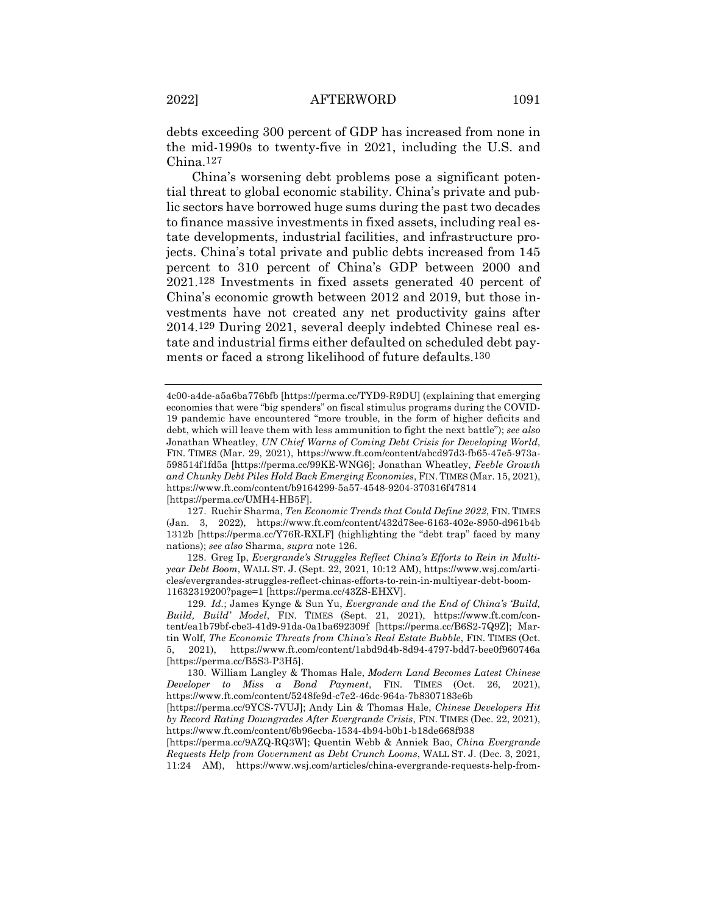debts exceeding 300 percent of GDP has increased from none in the mid-1990s to twenty-five in 2021, including the U.S. and China.[127]

China's worsening debt problems pose a significant potential threat to global economic stability. China's private and public sectors have borrowed huge sums during the past two decades to finance massive investments in fixed assets, including real estate developments, industrial facilities, and infrastructure projects. China's total private and public debts increased from 145 percent to 310 percent of China's GDP between 2000 and 2021.[128] Investments in fixed assets generated 40 percent of China's economic growth between 2012 and 2019, but those investments have not created any net productivity gains after 2014.[129] During 2021, several deeply indebted Chinese real estate and industrial firms either defaulted on scheduled debt payments or faced a strong likelihood of future defaults.[130]

---

4c00-a4de-a5a6ba776bfb [https://perma.cc/TYD9-R9DU] (explaining that emerging economies that were "big spenders" on fiscal stimulus programs during the COVID-19 pandemic have encountered "more trouble, in the form of higher deficits and debt, which will leave them with less ammunition to fight the next battle"); *see also* Jonathan Wheatley, *UN Chief Warns of Coming Debt Crisis for Developing World*, FIN. TIMES (Mar. 29, 2021), https://www.ft.com/content/abcd97d3-fb65-47e5-973a-598514f1fd5a [https://perma.cc/99KE-WNG6]; Jonathan Wheatley, *Feeble Growth and Chunky Debt Piles Hold Back Emerging Economies*, FIN. TIMES (Mar. 15, 2021), https://www.ft.com/content/b9164299-5a57-4548-9204-370316f47814 [https://perma.cc/UMH4-HB5F].

127. Ruchir Sharma, *Ten Economic Trends that Could Define 2022*, FIN. TIMES (Jan. 3, 2022), https://www.ft.com/content/432d78ee-6163-402e-8950-d961b4b1312b [https://perma.cc/Y76R-RXLF] (highlighting the "debt trap" faced by many nations); *see also* Sharma, *supra* note 126.

128. Greg Ip, *Evergrande's Struggles Reflect China's Efforts to Rein in Multiyear Debt Boom*, WALL ST. J. (Sept. 22, 2021, 10:12 AM), https://www.wsj.com/articles/evergrandes-struggles-reflect-chinas-efforts-to-rein-in-multiyear-debt-boom-11632319200?page=1 [https://perma.cc/43ZS-EHXV].

129. *Id.*; James Kynge & Sun Yu, *Evergrande and the End of China's 'Build, Build, Build' Model*, FIN. TIMES (Sept. 21, 2021), https://www.ft.com/content/ea1b79bf-cbe3-41d9-91da-0a1ba692309f [https://perma.cc/B6S2-7Q9Z]; Martin Wolf, *The Economic Threats from China's Real Estate Bubble*, FIN. TIMES (Oct. 5, 2021), https://www.ft.com/content/1abd9d4b-8d94-4797-bdd7-bee0f960746a [https://perma.cc/B5S3-P3H5].

130. William Langley & Thomas Hale, *Modern Land Becomes Latest Chinese Developer to Miss a Bond Payment*, FIN. TIMES (Oct. 26, 2021), https://www.ft.com/content/5248fe9d-c7e2-46dc-964a-7b8307183e6b [https://perma.cc/9YCS-7VUJ]; Andy Lin & Thomas Hale, *Chinese Developers Hit by Record Rating Downgrades After Evergrande Crisis*, FIN. TIMES (Dec. 22, 2021), https://www.ft.com/content/6b96ecba-1534-4b94-b0b1-b18de668f938 [https://perma.cc/9AZQ-RQ3W]; Quentin Webb & Anniek Bao, *China Evergrande Requests Help from Government as Debt Crunch Looms*, WALL ST. J. (Dec. 3, 2021, 11:24 AM), https://www.wsj.com/articles/china-evergrande-requests-help-from-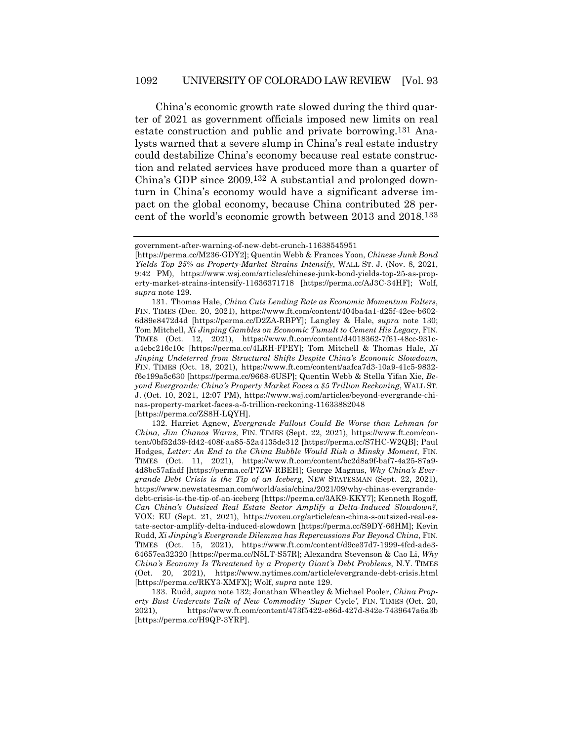China's economic growth rate slowed during the third quarter of 2021 as government officials imposed new limits on real estate construction and public and private borrowing.[131] Analysts warned that a severe slump in China's real estate industry could destabilize China's economy because real estate construction and related services have produced more than a quarter of China's GDP since 2009.[132] A substantial and prolonged downturn in China's economy would have a significant adverse impact on the global economy, because China contributed 28 percent of the world's economic growth between 2013 and 2018.[133]

---

government-after-warning-of-new-debt-crunch-11638545951 [https://perma.cc/M236-GDY2]; Quentin Webb & Frances Yoon, *Chinese Junk Bond Yields Top 25% as Property-Market Strains Intensify*, WALL ST. J. (Nov. 8, 2021, 9:42 PM), https://www.wsj.com/articles/chinese-junk-bond-yields-top-25-as-property-market-strains-intensify-11636371718 [https://perma.cc/AJ3C-34HF]; Wolf, *supra* note 129.

131. Thomas Hale, *China Cuts Lending Rate as Economic Momentum Falters*, FIN. TIMES (Dec. 20, 2021), https://www.ft.com/content/404ba4a1-d25f-42ee-b602-6d89e8472d4d [https://perma.cc/D2ZA-RBPY]; Langley & Hale, *supra* note 130; Tom Mitchell, *Xi Jinping Gambles on Economic Tumult to Cement His Legacy*, FIN. TIMES (Oct. 12, 2021), https://www.ft.com/content/d4018362-7f61-48cc-931c-a4ebc216c10c [https://perma.cc/4LRH-FPEY]; Tom Mitchell & Thomas Hale, *Xi Jinping Undeterred from Structural Shifts Despite China's Economic Slowdown*, FIN. TIMES (Oct. 18, 2021), https://www.ft.com/content/aafca7d3-10a9-41c5-9832-f6e199a5c630 [https://perma.cc/9668-6USP]; Quentin Webb & Stella Yifan Xie, *Beyond Evergrande: China's Property Market Faces a $5 Trillion Reckoning*, WALL ST. J. (Oct. 10, 2021, 12:07 PM), https://www.wsj.com/articles/beyond-evergrande-chinas-property-market-faces-a-5-trillion-reckoning-11633882048 [https://perma.cc/ZS8H-LQYH].

132. Harriet Agnew, *Evergrande Fallout Could Be Worse than Lehman for China, Jim Chanos Warns*, FIN. TIMES (Sept. 22, 2021), https://www.ft.com/content/0bf52d39-fd42-408f-aa85-52a4135de312 [https://perma.cc/S7HC-W2QB]; Paul Hodges, *Letter: An End to the China Bubble Would Risk a Minsky Moment*, FIN. TIMES (Oct. 11, 2021), https://www.ft.com/content/bc2d8a9f-baf7-4a25-87a9-4d8bc57afadf [https://perma.cc/P7ZW-RBEH]; George Magnus, *Why China's Evergrande Debt Crisis is the Tip of an Iceberg*, NEW STATESMAN (Sept. 22, 2021), https://www.newstatesman.com/world/asia/china/2021/09/why-chinas-evergrande-debt-crisis-is-the-tip-of-an-iceberg [https://perma.cc/3AK9-KKY7]; Kenneth Rogoff, *Can China's Outsized Real Estate Sector Amplify a Delta-Induced Slowdown?*, VOX: EU (Sept. 21, 2021), https://voxeu.org/article/can-china-s-outsized-real-estate-sector-amplify-delta-induced-slowdown [https://perma.cc/S9DY-66HM]; Kevin Rudd, *Xi Jinping's Evergrande Dilemma has Repercussions Far Beyond China*, FIN. TIMES (Oct. 15, 2021), https://www.ft.com/content/d9ce37d7-1999-4fcd-ade3-64657ea32320 [https://perma.cc/N5LT-S57R]; Alexandra Stevenson & Cao Li, *Why China's Economy Is Threatened by a Property Giant's Debt Problems*, N.Y. TIMES (Oct. 20, 2021), https://www.nytimes.com/article/evergrande-debt-crisis.html [https://perma.cc/RKY3-XMFX]; Wolf, *supra* note 129.

133. Rudd, *supra* note 132; Jonathan Wheatley & Michael Pooler, *China Property Bust Undercuts Talk of New Commodity 'Super* Cycle*'*, FIN. TIMES (Oct. 20, 2021), https://www.ft.com/content/473f5422-e86d-427d-842e-7439647a6a3b [https://perma.cc/H9QP-3YRP].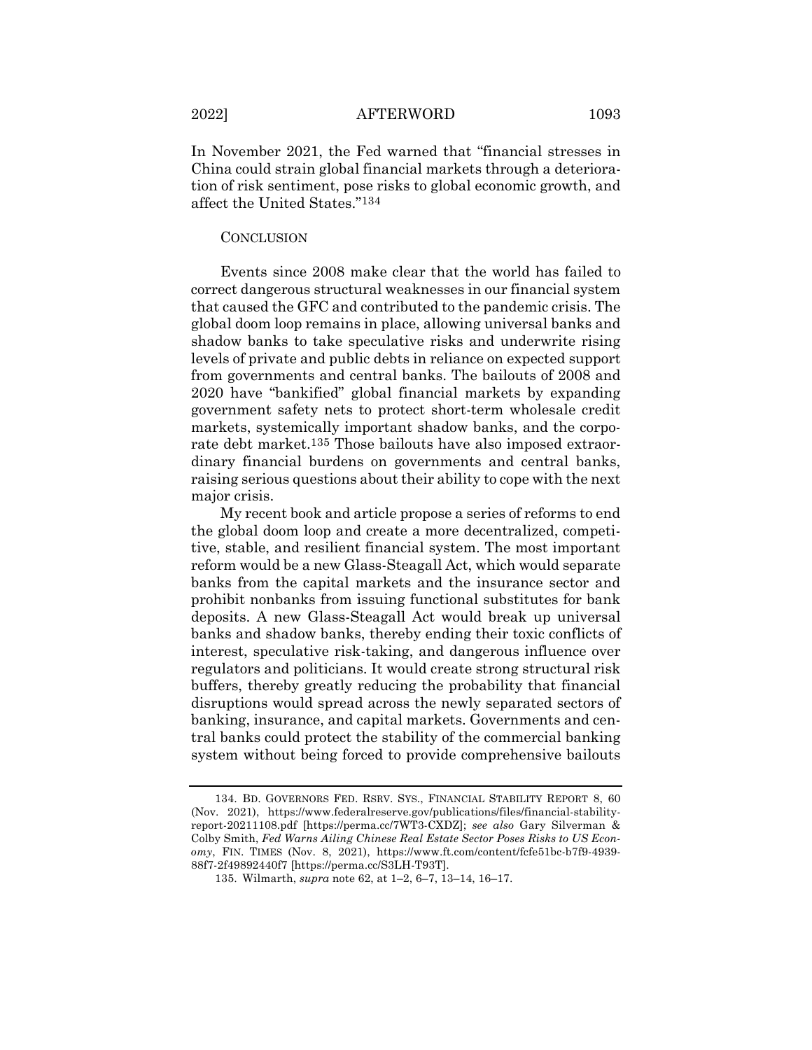In November 2021, the Fed warned that "financial stresses in China could strain global financial markets through a deterioration of risk sentiment, pose risks to global economic growth, and affect the United States."[134]

## CONCLUSION

Events since 2008 make clear that the world has failed to correct dangerous structural weaknesses in our financial system that caused the GFC and contributed to the pandemic crisis. The global doom loop remains in place, allowing universal banks and shadow banks to take speculative risks and underwrite rising levels of private and public debts in reliance on expected support from governments and central banks. The bailouts of 2008 and 2020 have "bankified" global financial markets by expanding government safety nets to protect short-term wholesale credit markets, systemically important shadow banks, and the corporate debt market.[135] Those bailouts have also imposed extraordinary financial burdens on governments and central banks, raising serious questions about their ability to cope with the next major crisis.

My recent book and article propose a series of reforms to end the global doom loop and create a more decentralized, competitive, stable, and resilient financial system. The most important reform would be a new Glass-Steagall Act, which would separate banks from the capital markets and the insurance sector and prohibit nonbanks from issuing functional substitutes for bank deposits. A new Glass-Steagall Act would break up universal banks and shadow banks, thereby ending their toxic conflicts of interest, speculative risk-taking, and dangerous influence over regulators and politicians. It would create strong structural risk buffers, thereby greatly reducing the probability that financial disruptions would spread across the newly separated sectors of banking, insurance, and capital markets. Governments and central banks could protect the stability of the commercial banking system without being forced to provide comprehensive bailouts

---

134. BD. GOVERNORS FED. RSRV. SYS., FINANCIAL STABILITY REPORT 8, 60 (Nov. 2021), https://www.federalreserve.gov/publications/files/financial-stability-report-20211108.pdf [https://perma.cc/7WT3-CXDZ]; *see also* Gary Silverman & Colby Smith, *Fed Warns Ailing Chinese Real Estate Sector Poses Risks to US Economy*, FIN. TIMES (Nov. 8, 2021), https://www.ft.com/content/fcfe51bc-b7f9-4939-88f7-2f49892440f7 [https://perma.cc/S3LH-T93T].

135. Wilmarth, *supra* note 62, at 1–2, 6–7, 13–14, 16–17.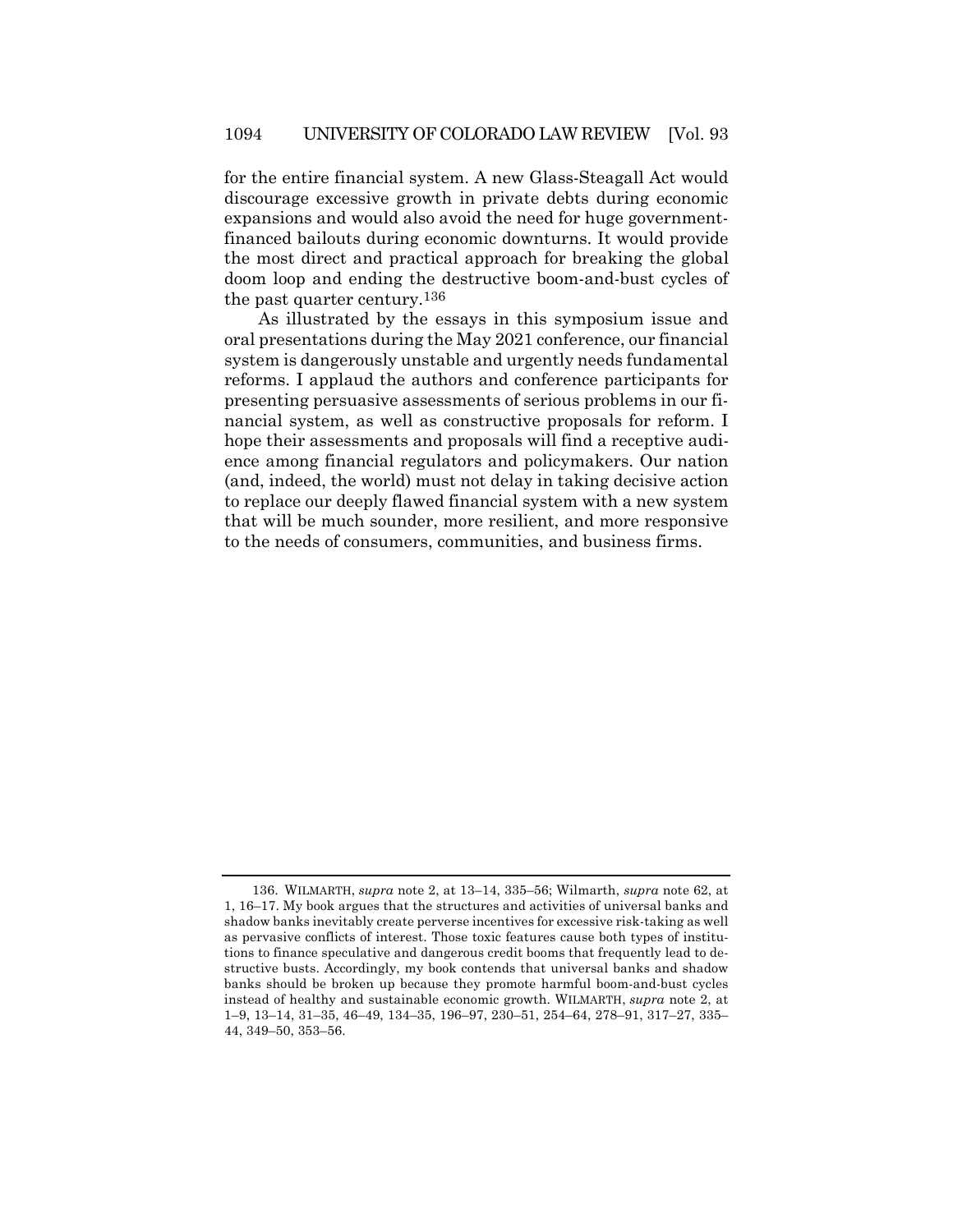for the entire financial system. A new Glass-Steagall Act would discourage excessive growth in private debts during economic expansions and would also avoid the need for huge government-financed bailouts during economic downturns. It would provide the most direct and practical approach for breaking the global doom loop and ending the destructive boom-and-bust cycles of the past quarter century.[136]

As illustrated by the essays in this symposium issue and oral presentations during the May 2021 conference, our financial system is dangerously unstable and urgently needs fundamental reforms. I applaud the authors and conference participants for presenting persuasive assessments of serious problems in our financial system, as well as constructive proposals for reform. I hope their assessments and proposals will find a receptive audience among financial regulators and policymakers. Our nation (and, indeed, the world) must not delay in taking decisive action to replace our deeply flawed financial system with a new system that will be much sounder, more resilient, and more responsive to the needs of consumers, communities, and business firms.

---

136. WILMARTH, *supra* note 2, at 13–14, 335–56; Wilmarth, *supra* note 62, at 1, 16–17. My book argues that the structures and activities of universal banks and shadow banks inevitably create perverse incentives for excessive risk-taking as well as pervasive conflicts of interest. Those toxic features cause both types of institutions to finance speculative and dangerous credit booms that frequently lead to destructive busts. Accordingly, my book contends that universal banks and shadow banks should be broken up because they promote harmful boom-and-bust cycles instead of healthy and sustainable economic growth. WILMARTH, *supra* note 2, at 1–9, 13–14, 31–35, 46–49, 134–35, 196–97, 230–51, 254–64, 278–91, 317–27, 335–44, 349–50, 353–56.